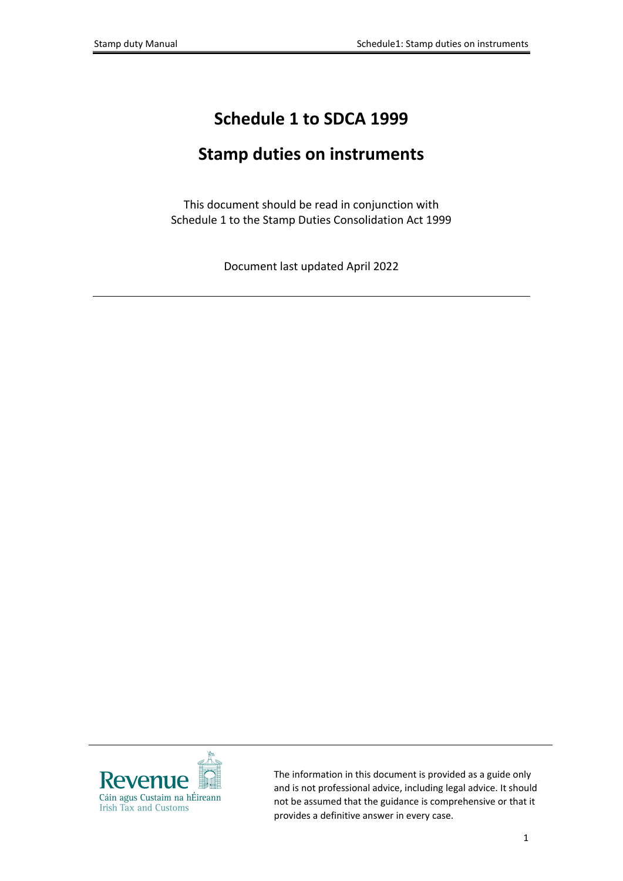# Schedule 1 to SDCA 1999

# Stamp duties on instruments

This document should be read in conjunction with Schedule 1 to the Stamp Duties Consolidation Act 1999

Document last updated April 2022

---

Revenue
Cáin agus Custaim na hÉireann
Irish Tax and Customs

The information in this document is provided as a guide only and is not professional advice, including legal advice. It should not be assumed that the guidance is comprehensive or that it provides a definitive answer in every case.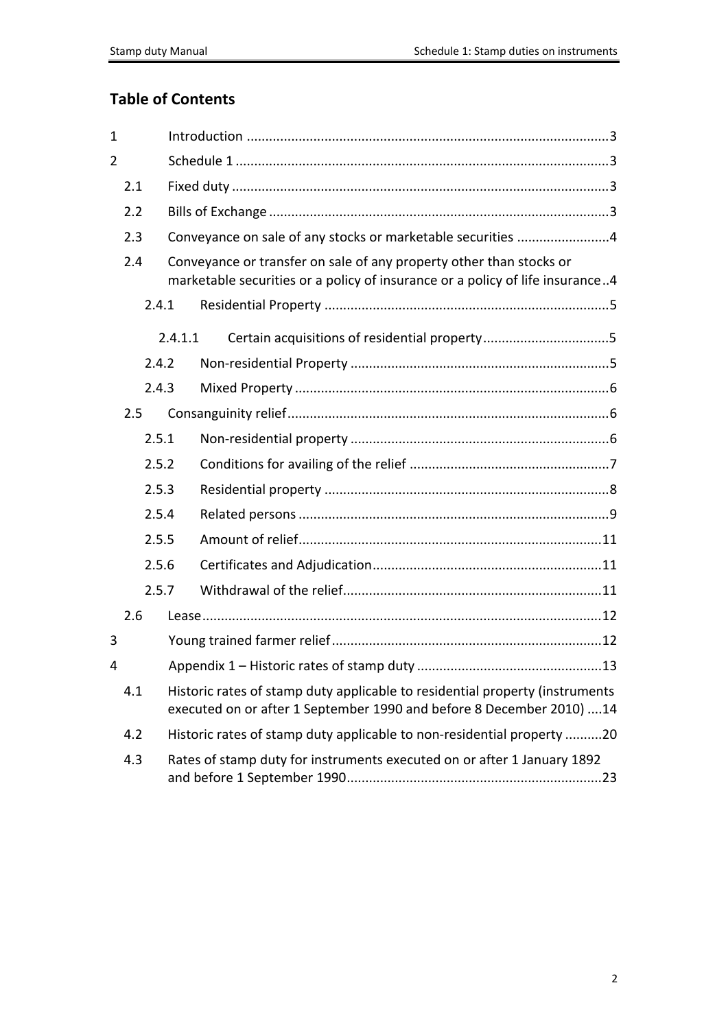## Table of Contents

1 Introduction ....................................................................................................3

2 Schedule 1 .......................................................................................................3

- 2.1 Fixed duty ....................................................................................................3
- 2.2 Bills of Exchange ..........................................................................................3
- 2.3 Conveyance on sale of any stocks or marketable securities ........................4
- 2.4 Conveyance or transfer on sale of any property other than stocks or marketable securities or a policy of insurance or a policy of life insurance ..4
  - 2.4.1 Residential Property ............................................................................5
    - 2.4.1.1 Certain acquisitions of residential property.................................5
  - 2.4.2 Non-residential Property .....................................................................5
  - 2.4.3 Mixed Property ....................................................................................6
- 2.5 Consanguinity relief......................................................................................6
  - 2.5.1 Non-residential property .....................................................................6
  - 2.5.2 Conditions for availing of the relief ......................................................7
  - 2.5.3 Residential property ............................................................................8
  - 2.5.4 Related persons ...................................................................................9
  - 2.5.5 Amount of relief.................................................................................11
  - 2.5.6 Certificates and Adjudication.............................................................11
  - 2.5.7 Withdrawal of the relief.....................................................................11
- 2.6 Lease...........................................................................................................12

3 Young trained farmer relief .........................................................................12

4 Appendix 1 – Historic rates of stamp duty ..................................................13

- 4.1 Historic rates of stamp duty applicable to residential property (instruments executed on or after 1 September 1990 and before 8 December 2010) ....14
- 4.2 Historic rates of stamp duty applicable to non-residential property ..........20
- 4.3 Rates of stamp duty for instruments executed on or after 1 January 1892 and before 1 September 1990....................................................................23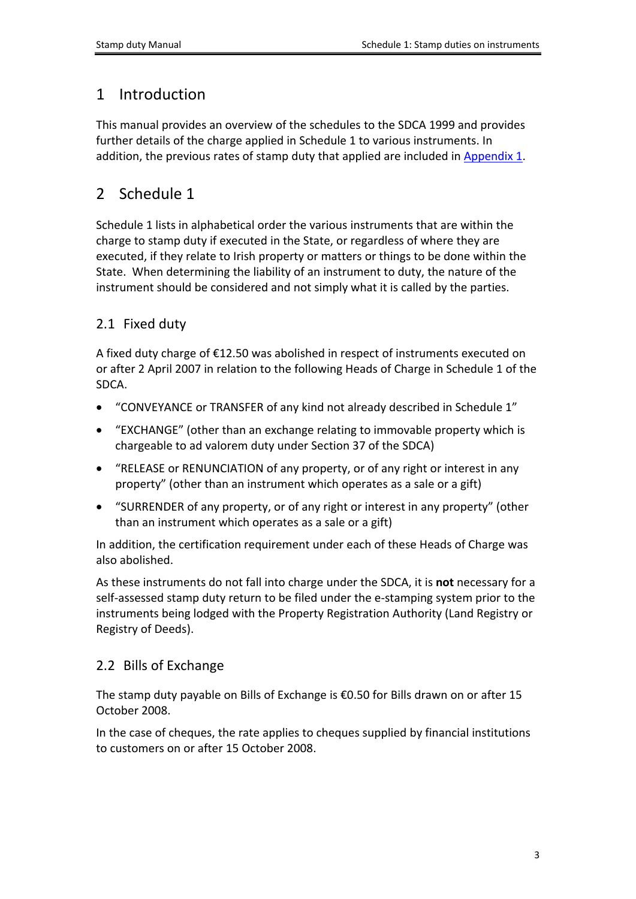# 1 Introduction

This manual provides an overview of the schedules to the SDCA 1999 and provides further details of the charge applied in Schedule 1 to various instruments. In addition, the previous rates of stamp duty that applied are included in Appendix 1.

# 2 Schedule 1

Schedule 1 lists in alphabetical order the various instruments that are within the charge to stamp duty if executed in the State, or regardless of where they are executed, if they relate to Irish property or matters or things to be done within the State. When determining the liability of an instrument to duty, the nature of the instrument should be considered and not simply what it is called by the parties.

## 2.1 Fixed duty

A fixed duty charge of €12.50 was abolished in respect of instruments executed on or after 2 April 2007 in relation to the following Heads of Charge in Schedule 1 of the SDCA.

- "CONVEYANCE or TRANSFER of any kind not already described in Schedule 1"
- "EXCHANGE" (other than an exchange relating to immovable property which is chargeable to ad valorem duty under Section 37 of the SDCA)
- "RELEASE or RENUNCIATION of any property, or of any right or interest in any property" (other than an instrument which operates as a sale or a gift)
- "SURRENDER of any property, or of any right or interest in any property" (other than an instrument which operates as a sale or a gift)

In addition, the certification requirement under each of these Heads of Charge was also abolished.

As these instruments do not fall into charge under the SDCA, it is **not** necessary for a self-assessed stamp duty return to be filed under the e-stamping system prior to the instruments being lodged with the Property Registration Authority (Land Registry or Registry of Deeds).

## 2.2 Bills of Exchange

The stamp duty payable on Bills of Exchange is €0.50 for Bills drawn on or after 15 October 2008.

In the case of cheques, the rate applies to cheques supplied by financial institutions to customers on or after 15 October 2008.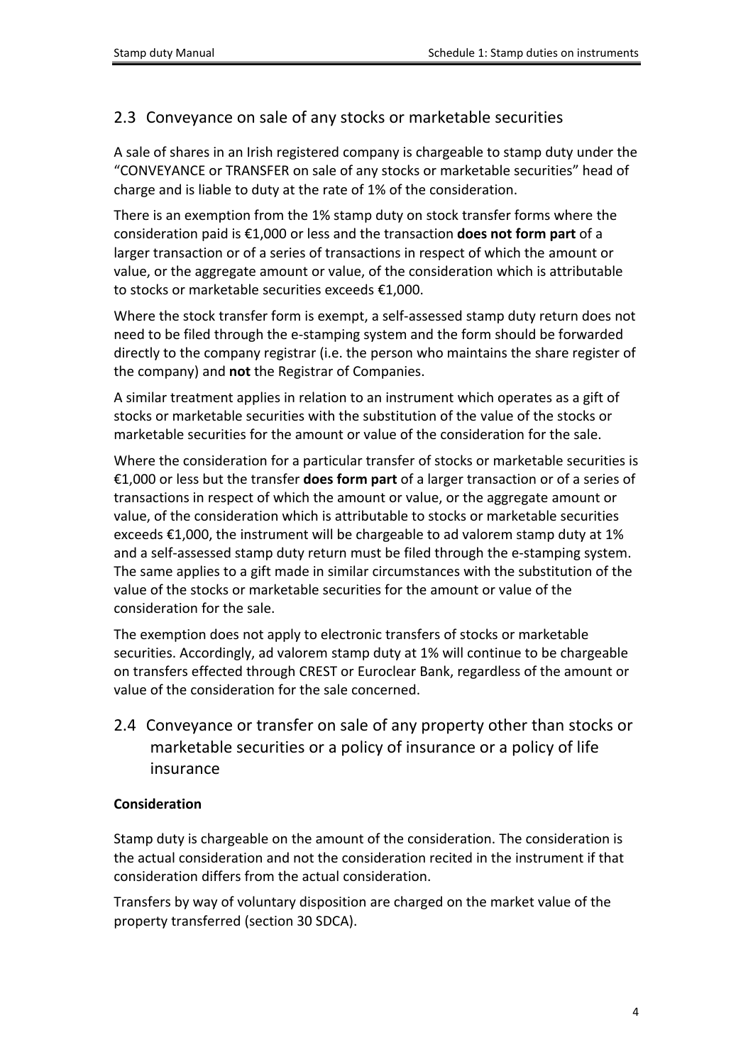## 2.3 Conveyance on sale of any stocks or marketable securities

A sale of shares in an Irish registered company is chargeable to stamp duty under the "CONVEYANCE or TRANSFER on sale of any stocks or marketable securities" head of charge and is liable to duty at the rate of 1% of the consideration.

There is an exemption from the 1% stamp duty on stock transfer forms where the consideration paid is €1,000 or less and the transaction **does not form part** of a larger transaction or of a series of transactions in respect of which the amount or value, or the aggregate amount or value, of the consideration which is attributable to stocks or marketable securities exceeds €1,000.

Where the stock transfer form is exempt, a self-assessed stamp duty return does not need to be filed through the e-stamping system and the form should be forwarded directly to the company registrar (i.e. the person who maintains the share register of the company) and **not** the Registrar of Companies.

A similar treatment applies in relation to an instrument which operates as a gift of stocks or marketable securities with the substitution of the value of the stocks or marketable securities for the amount or value of the consideration for the sale.

Where the consideration for a particular transfer of stocks or marketable securities is €1,000 or less but the transfer **does form part** of a larger transaction or of a series of transactions in respect of which the amount or value, or the aggregate amount or value, of the consideration which is attributable to stocks or marketable securities exceeds €1,000, the instrument will be chargeable to ad valorem stamp duty at 1% and a self-assessed stamp duty return must be filed through the e-stamping system. The same applies to a gift made in similar circumstances with the substitution of the value of the stocks or marketable securities for the amount or value of the consideration for the sale.

The exemption does not apply to electronic transfers of stocks or marketable securities. Accordingly, ad valorem stamp duty at 1% will continue to be chargeable on transfers effected through CREST or Euroclear Bank, regardless of the amount or value of the consideration for the sale concerned.

## 2.4 Conveyance or transfer on sale of any property other than stocks or marketable securities or a policy of insurance or a policy of life insurance

**Consideration**

Stamp duty is chargeable on the amount of the consideration. The consideration is the actual consideration and not the consideration recited in the instrument if that consideration differs from the actual consideration.

Transfers by way of voluntary disposition are charged on the market value of the property transferred (section 30 SDCA).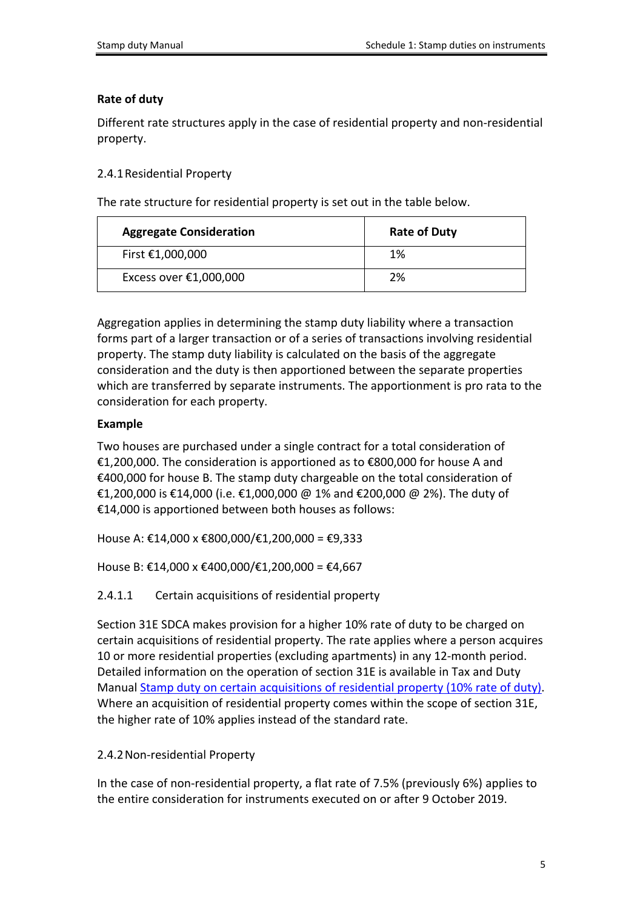**Rate of duty**

Different rate structures apply in the case of residential property and non-residential property.

### 2.4.1 Residential Property

The rate structure for residential property is set out in the table below.

| **Aggregate Consideration** | **Rate of Duty** |
|---|---|
| First €1,000,000 | 1% |
| Excess over €1,000,000 | 2% |

Aggregation applies in determining the stamp duty liability where a transaction forms part of a larger transaction or of a series of transactions involving residential property. The stamp duty liability is calculated on the basis of the aggregate consideration and the duty is then apportioned between the separate properties which are transferred by separate instruments. The apportionment is pro rata to the consideration for each property.

**Example**

Two houses are purchased under a single contract for a total consideration of €1,200,000. The consideration is apportioned as to €800,000 for house A and €400,000 for house B. The stamp duty chargeable on the total consideration of €1,200,000 is €14,000 (i.e. €1,000,000 @ 1% and €200,000 @ 2%). The duty of €14,000 is apportioned between both houses as follows:

House A: €14,000 x €800,000/€1,200,000 = €9,333

House B: €14,000 x €400,000/€1,200,000 = €4,667

#### 2.4.1.1 Certain acquisitions of residential property

Section 31E SDCA makes provision for a higher 10% rate of duty to be charged on certain acquisitions of residential property. The rate applies where a person acquires 10 or more residential properties (excluding apartments) in any 12-month period. Detailed information on the operation of section 31E is available in Tax and Duty Manual Stamp duty on certain acquisitions of residential property (10% rate of duty). Where an acquisition of residential property comes within the scope of section 31E, the higher rate of 10% applies instead of the standard rate.

### 2.4.2 Non-residential Property

In the case of non-residential property, a flat rate of 7.5% (previously 6%) applies to the entire consideration for instruments executed on or after 9 October 2019.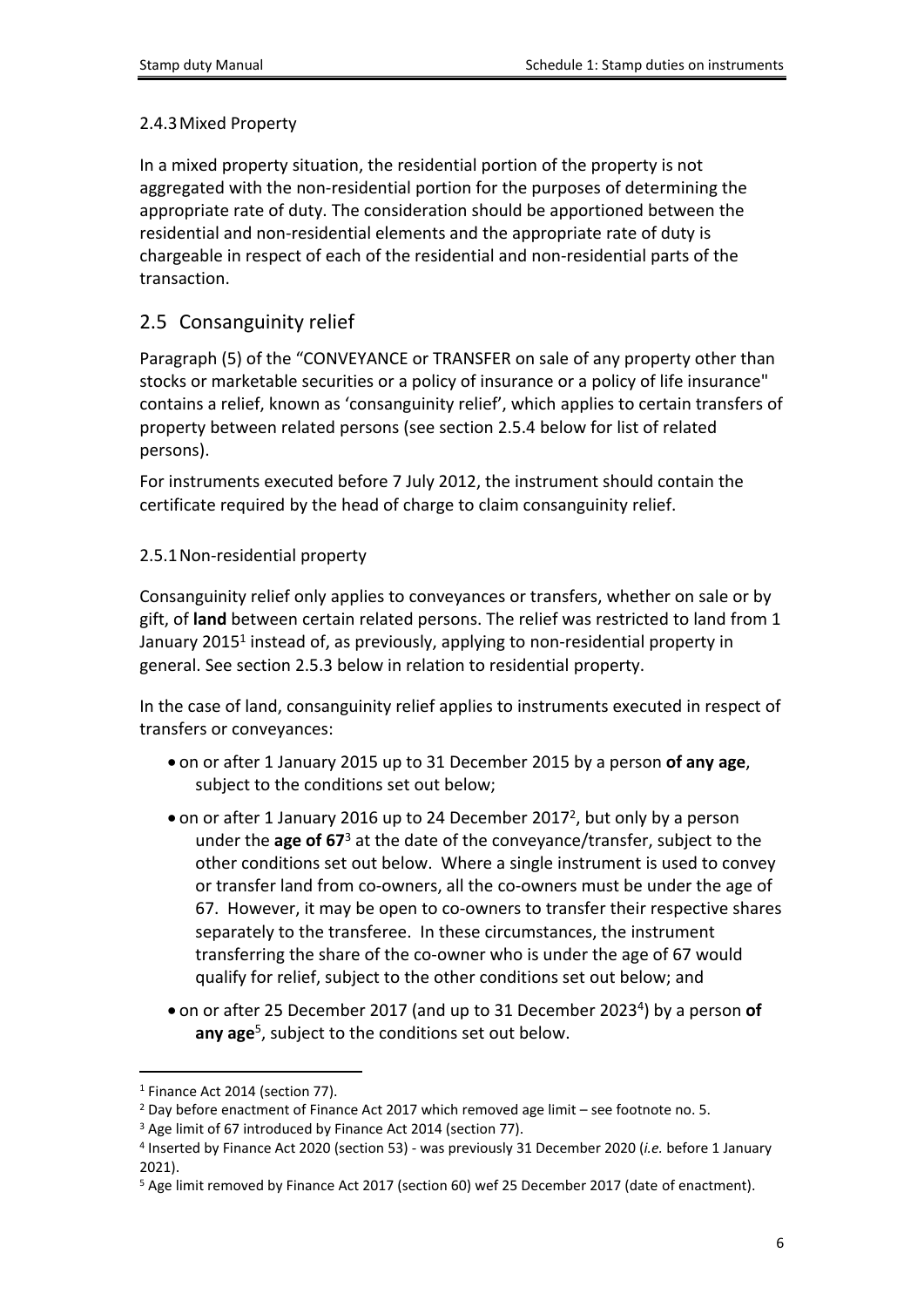### 2.4.3 Mixed Property

In a mixed property situation, the residential portion of the property is not aggregated with the non-residential portion for the purposes of determining the appropriate rate of duty. The consideration should be apportioned between the residential and non-residential elements and the appropriate rate of duty is chargeable in respect of each of the residential and non-residential parts of the transaction.

## 2.5 Consanguinity relief

Paragraph (5) of the "CONVEYANCE or TRANSFER on sale of any property other than stocks or marketable securities or a policy of insurance or a policy of life insurance" contains a relief, known as 'consanguinity relief', which applies to certain transfers of property between related persons (see section 2.5.4 below for list of related persons).

For instruments executed before 7 July 2012, the instrument should contain the certificate required by the head of charge to claim consanguinity relief.

### 2.5.1 Non-residential property

Consanguinity relief only applies to conveyances or transfers, whether on sale or by gift, of **land** between certain related persons. The relief was restricted to land from 1 January 2015[1] instead of, as previously, applying to non-residential property in general. See section 2.5.3 below in relation to residential property.

In the case of land, consanguinity relief applies to instruments executed in respect of transfers or conveyances:

- on or after 1 January 2015 up to 31 December 2015 by a person **of any age**, subject to the conditions set out below;
- on or after 1 January 2016 up to 24 December 2017[2], but only by a person under the **age of 67**[3] at the date of the conveyance/transfer, subject to the other conditions set out below. Where a single instrument is used to convey or transfer land from co-owners, all the co-owners must be under the age of 67. However, it may be open to co-owners to transfer their respective shares separately to the transferee. In these circumstances, the instrument transferring the share of the co-owner who is under the age of 67 would qualify for relief, subject to the other conditions set out below; and
- on or after 25 December 2017 (and up to 31 December 2023[4]) by a person **of any age**[5], subject to the conditions set out below.

---

[1] Finance Act 2014 (section 77).

[2] Day before enactment of Finance Act 2017 which removed age limit – see footnote no. 5.

[3] Age limit of 67 introduced by Finance Act 2014 (section 77).

[4] Inserted by Finance Act 2020 (section 53) - was previously 31 December 2020 (*i.e.* before 1 January 2021).

[5] Age limit removed by Finance Act 2017 (section 60) wef 25 December 2017 (date of enactment).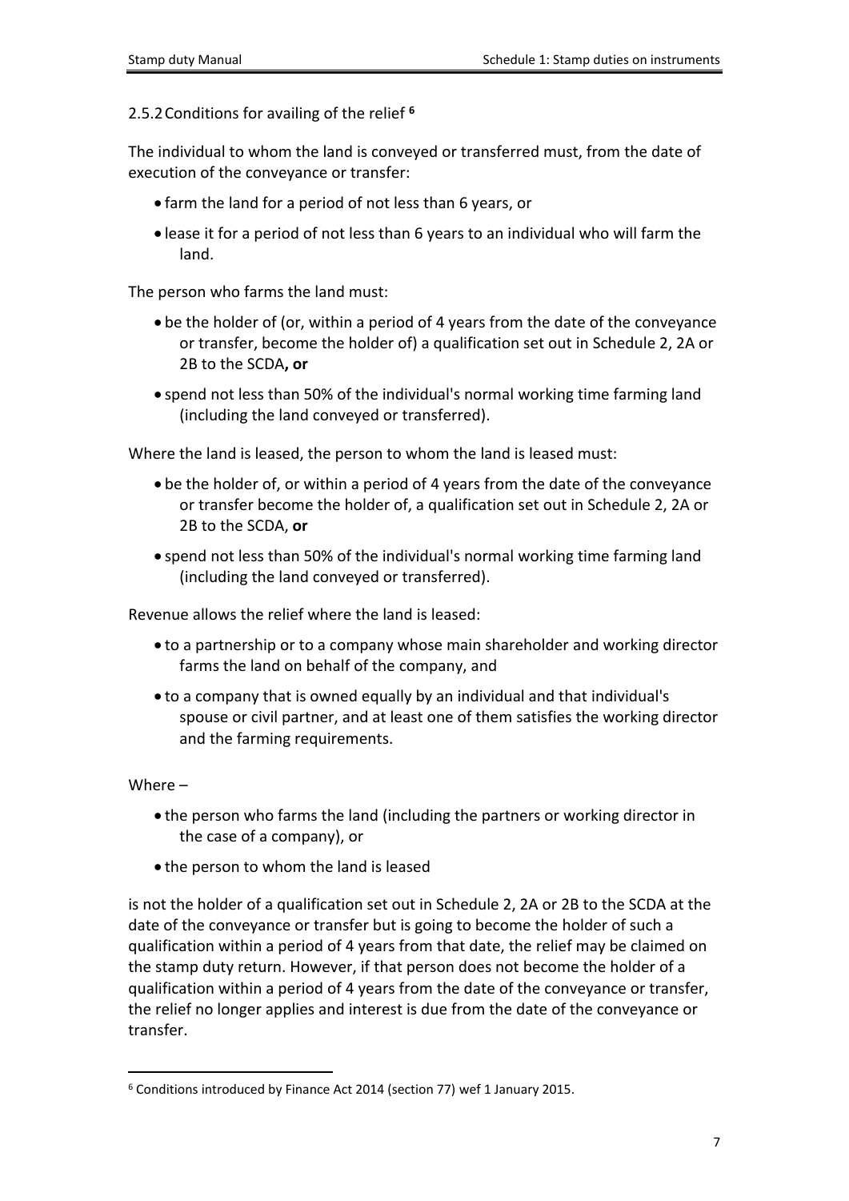### 2.5.2 Conditions for availing of the relief [6]

The individual to whom the land is conveyed or transferred must, from the date of execution of the conveyance or transfer:

- farm the land for a period of not less than 6 years, or
- lease it for a period of not less than 6 years to an individual who will farm the land.

The person who farms the land must:

- be the holder of (or, within a period of 4 years from the date of the conveyance or transfer, become the holder of) a qualification set out in Schedule 2, 2A or 2B to the SCDA**, or**
- spend not less than 50% of the individual's normal working time farming land (including the land conveyed or transferred).

Where the land is leased, the person to whom the land is leased must:

- be the holder of, or within a period of 4 years from the date of the conveyance or transfer become the holder of, a qualification set out in Schedule 2, 2A or 2B to the SCDA, **or**
- spend not less than 50% of the individual's normal working time farming land (including the land conveyed or transferred).

Revenue allows the relief where the land is leased:

- to a partnership or to a company whose main shareholder and working director farms the land on behalf of the company, and
- to a company that is owned equally by an individual and that individual's spouse or civil partner, and at least one of them satisfies the working director and the farming requirements.

Where –

- the person who farms the land (including the partners or working director in the case of a company), or
- the person to whom the land is leased

is not the holder of a qualification set out in Schedule 2, 2A or 2B to the SCDA at the date of the conveyance or transfer but is going to become the holder of such a qualification within a period of 4 years from that date, the relief may be claimed on the stamp duty return. However, if that person does not become the holder of a qualification within a period of 4 years from the date of the conveyance or transfer, the relief no longer applies and interest is due from the date of the conveyance or transfer.

---

[6] Conditions introduced by Finance Act 2014 (section 77) wef 1 January 2015.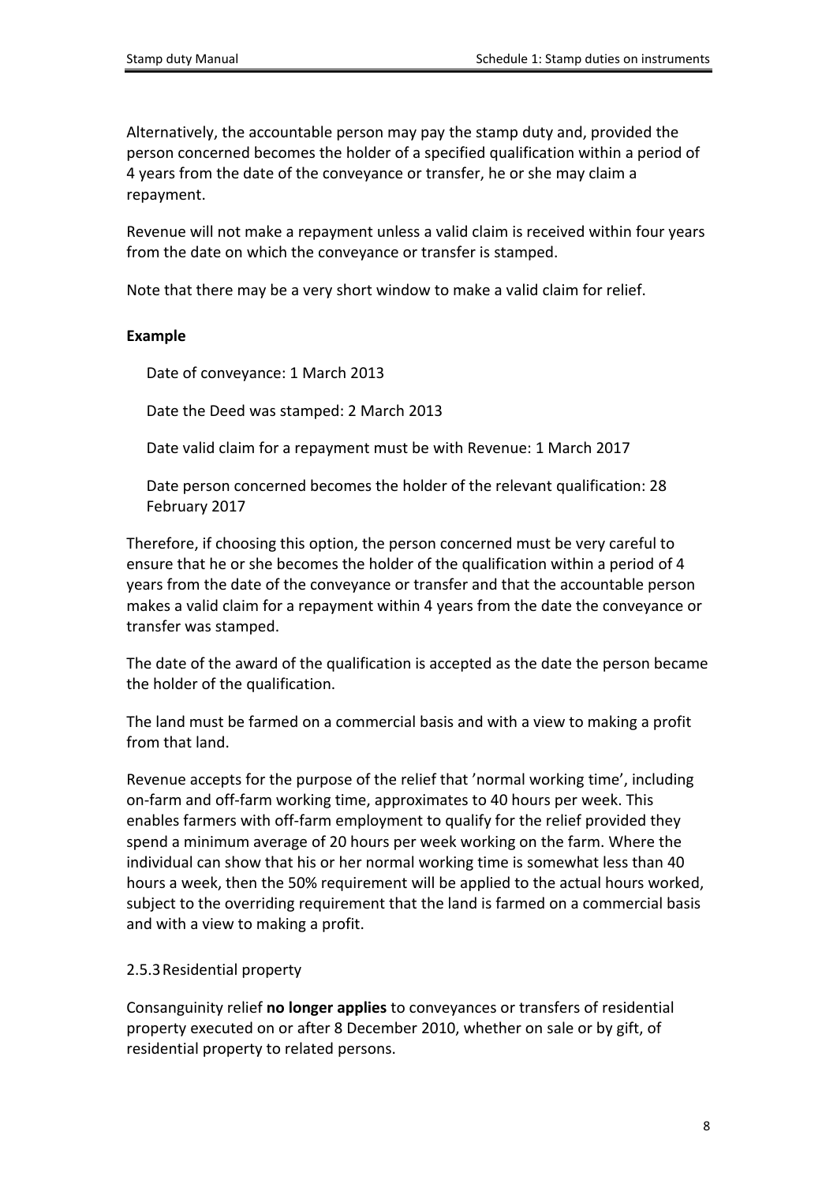Alternatively, the accountable person may pay the stamp duty and, provided the person concerned becomes the holder of a specified qualification within a period of 4 years from the date of the conveyance or transfer, he or she may claim a repayment.

Revenue will not make a repayment unless a valid claim is received within four years from the date on which the conveyance or transfer is stamped.

Note that there may be a very short window to make a valid claim for relief.

**Example**

Date of conveyance: 1 March 2013

Date the Deed was stamped: 2 March 2013

Date valid claim for a repayment must be with Revenue: 1 March 2017

Date person concerned becomes the holder of the relevant qualification: 28 February 2017

Therefore, if choosing this option, the person concerned must be very careful to ensure that he or she becomes the holder of the qualification within a period of 4 years from the date of the conveyance or transfer and that the accountable person makes a valid claim for a repayment within 4 years from the date the conveyance or transfer was stamped.

The date of the award of the qualification is accepted as the date the person became the holder of the qualification.

The land must be farmed on a commercial basis and with a view to making a profit from that land.

Revenue accepts for the purpose of the relief that 'normal working time', including on-farm and off-farm working time, approximates to 40 hours per week. This enables farmers with off-farm employment to qualify for the relief provided they spend a minimum average of 20 hours per week working on the farm. Where the individual can show that his or her normal working time is somewhat less than 40 hours a week, then the 50% requirement will be applied to the actual hours worked, subject to the overriding requirement that the land is farmed on a commercial basis and with a view to making a profit.

### 2.5.3 Residential property

Consanguinity relief **no longer applies** to conveyances or transfers of residential property executed on or after 8 December 2010, whether on sale or by gift, of residential property to related persons.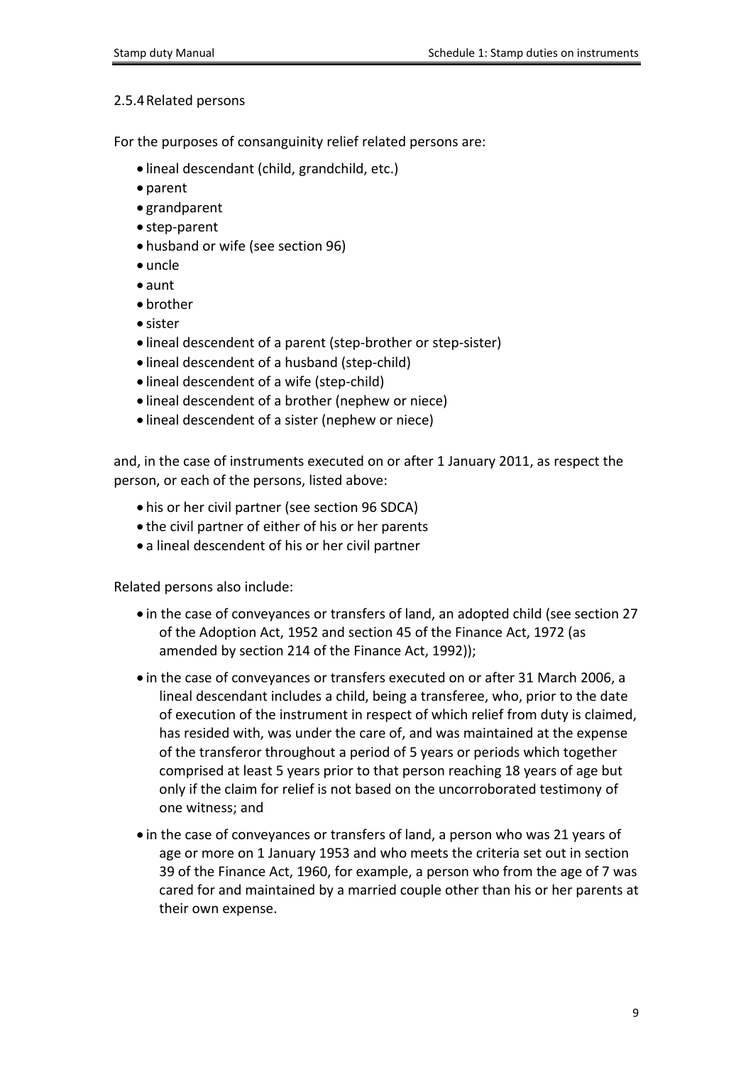### 2.5.4 Related persons

For the purposes of consanguinity relief related persons are:

- lineal descendant (child, grandchild, etc.)
- parent
- grandparent
- step-parent
- husband or wife (see section 96)
- uncle
- aunt
- brother
- sister
- lineal descendent of a parent (step-brother or step-sister)
- lineal descendent of a husband (step-child)
- lineal descendent of a wife (step-child)
- lineal descendent of a brother (nephew or niece)
- lineal descendent of a sister (nephew or niece)

and, in the case of instruments executed on or after 1 January 2011, as respect the person, or each of the persons, listed above:

- his or her civil partner (see section 96 SDCA)
- the civil partner of either of his or her parents
- a lineal descendent of his or her civil partner

Related persons also include:

- in the case of conveyances or transfers of land, an adopted child (see section 27 of the Adoption Act, 1952 and section 45 of the Finance Act, 1972 (as amended by section 214 of the Finance Act, 1992));
- in the case of conveyances or transfers executed on or after 31 March 2006, a lineal descendant includes a child, being a transferee, who, prior to the date of execution of the instrument in respect of which relief from duty is claimed, has resided with, was under the care of, and was maintained at the expense of the transferor throughout a period of 5 years or periods which together comprised at least 5 years prior to that person reaching 18 years of age but only if the claim for relief is not based on the uncorroborated testimony of one witness; and
- in the case of conveyances or transfers of land, a person who was 21 years of age or more on 1 January 1953 and who meets the criteria set out in section 39 of the Finance Act, 1960, for example, a person who from the age of 7 was cared for and maintained by a married couple other than his or her parents at their own expense.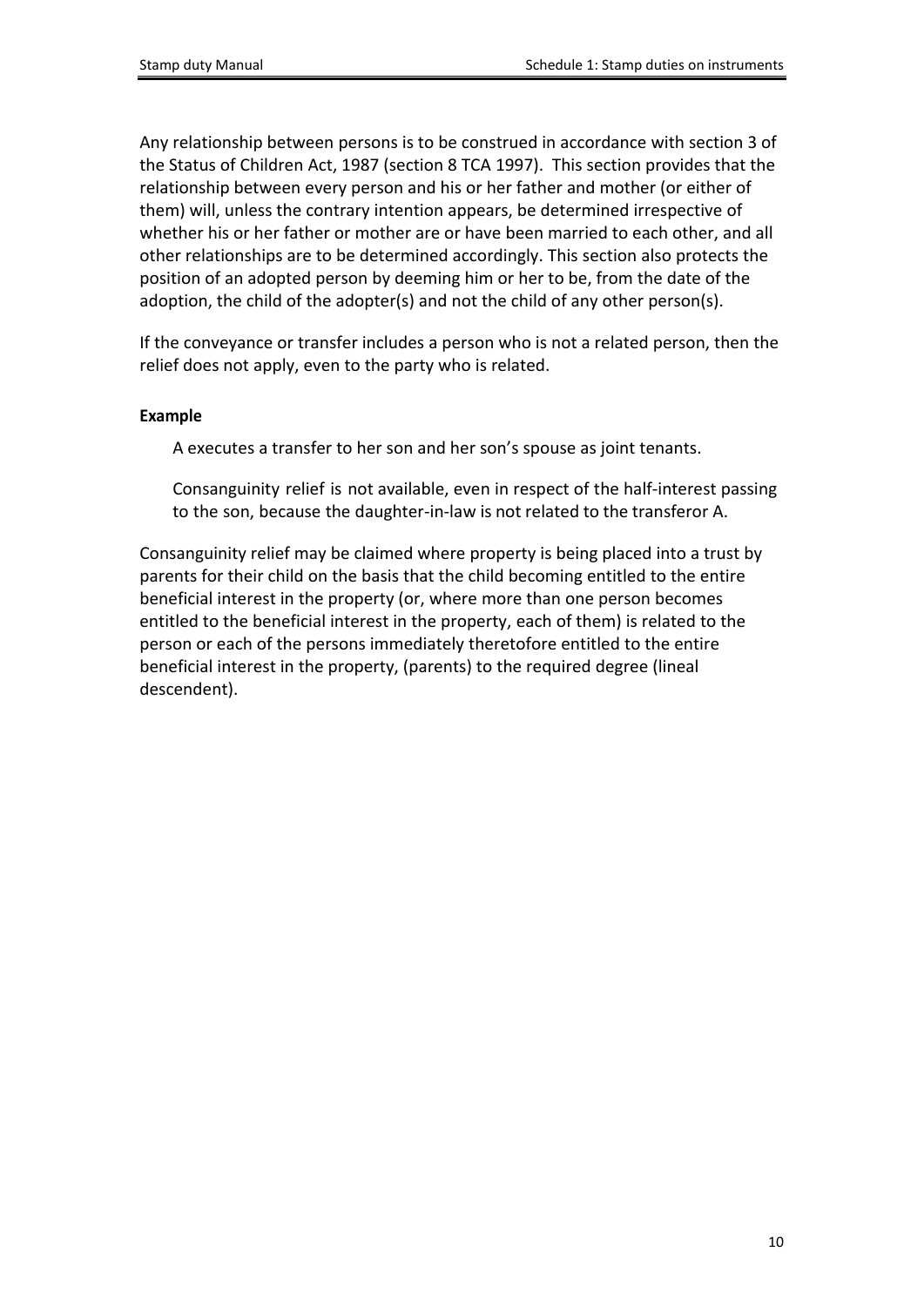Any relationship between persons is to be construed in accordance with section 3 of the Status of Children Act, 1987 (section 8 TCA 1997). This section provides that the relationship between every person and his or her father and mother (or either of them) will, unless the contrary intention appears, be determined irrespective of whether his or her father or mother are or have been married to each other, and all other relationships are to be determined accordingly. This section also protects the position of an adopted person by deeming him or her to be, from the date of the adoption, the child of the adopter(s) and not the child of any other person(s).

If the conveyance or transfer includes a person who is not a related person, then the relief does not apply, even to the party who is related.

**Example**

> A executes a transfer to her son and her son's spouse as joint tenants.
>
> Consanguinity relief is not available, even in respect of the half-interest passing to the son, because the daughter-in-law is not related to the transferor A.

Consanguinity relief may be claimed where property is being placed into a trust by parents for their child on the basis that the child becoming entitled to the entire beneficial interest in the property (or, where more than one person becomes entitled to the beneficial interest in the property, each of them) is related to the person or each of the persons immediately theretofore entitled to the entire beneficial interest in the property, (parents) to the required degree (lineal descendent).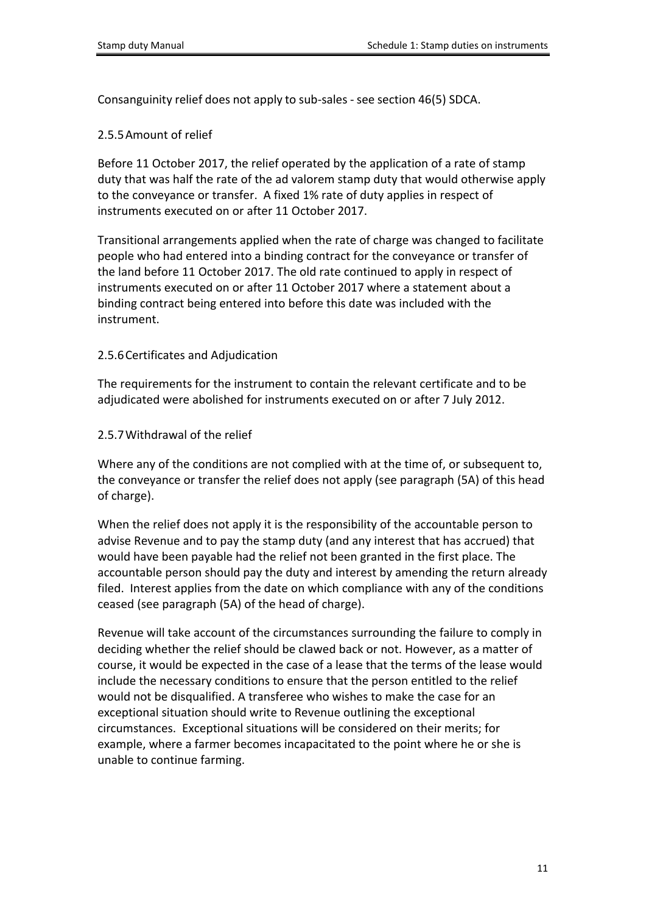Consanguinity relief does not apply to sub-sales - see section 46(5) SDCA.

### 2.5.5 Amount of relief

Before 11 October 2017, the relief operated by the application of a rate of stamp duty that was half the rate of the ad valorem stamp duty that would otherwise apply to the conveyance or transfer. A fixed 1% rate of duty applies in respect of instruments executed on or after 11 October 2017.

Transitional arrangements applied when the rate of charge was changed to facilitate people who had entered into a binding contract for the conveyance or transfer of the land before 11 October 2017. The old rate continued to apply in respect of instruments executed on or after 11 October 2017 where a statement about a binding contract being entered into before this date was included with the instrument.

### 2.5.6 Certificates and Adjudication

The requirements for the instrument to contain the relevant certificate and to be adjudicated were abolished for instruments executed on or after 7 July 2012.

### 2.5.7 Withdrawal of the relief

Where any of the conditions are not complied with at the time of, or subsequent to, the conveyance or transfer the relief does not apply (see paragraph (5A) of this head of charge).

When the relief does not apply it is the responsibility of the accountable person to advise Revenue and to pay the stamp duty (and any interest that has accrued) that would have been payable had the relief not been granted in the first place. The accountable person should pay the duty and interest by amending the return already filed. Interest applies from the date on which compliance with any of the conditions ceased (see paragraph (5A) of the head of charge).

Revenue will take account of the circumstances surrounding the failure to comply in deciding whether the relief should be clawed back or not. However, as a matter of course, it would be expected in the case of a lease that the terms of the lease would include the necessary conditions to ensure that the person entitled to the relief would not be disqualified. A transferee who wishes to make the case for an exceptional situation should write to Revenue outlining the exceptional circumstances. Exceptional situations will be considered on their merits; for example, where a farmer becomes incapacitated to the point where he or she is unable to continue farming.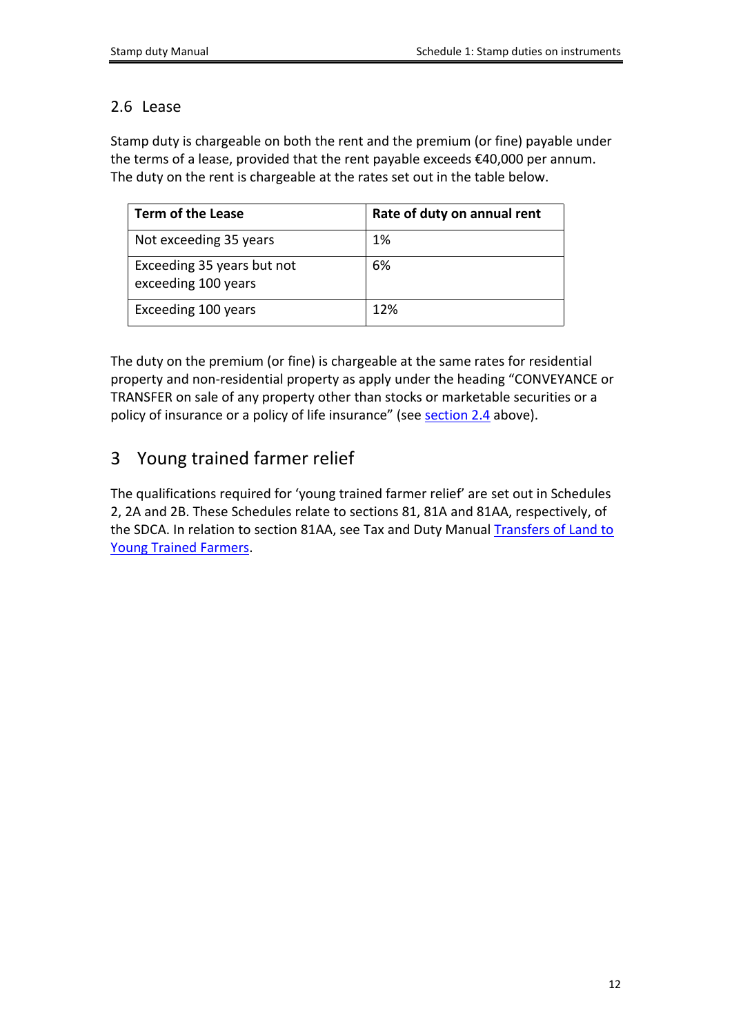## 2.6 Lease

Stamp duty is chargeable on both the rent and the premium (or fine) payable under the terms of a lease, provided that the rent payable exceeds €40,000 per annum. The duty on the rent is chargeable at the rates set out in the table below.

| Term of the Lease | Rate of duty on annual rent |
|---|---|
| Not exceeding 35 years | 1% |
| Exceeding 35 years but not exceeding 100 years | 6% |
| Exceeding 100 years | 12% |

The duty on the premium (or fine) is chargeable at the same rates for residential property and non-residential property as apply under the heading "CONVEYANCE or TRANSFER on sale of any property other than stocks or marketable securities or a policy of insurance or a policy of life insurance" (see section 2.4 above).

# 3 Young trained farmer relief

The qualifications required for 'young trained farmer relief' are set out in Schedules 2, 2A and 2B. These Schedules relate to sections 81, 81A and 81AA, respectively, of the SDCA. In relation to section 81AA, see Tax and Duty Manual Transfers of Land to Young Trained Farmers.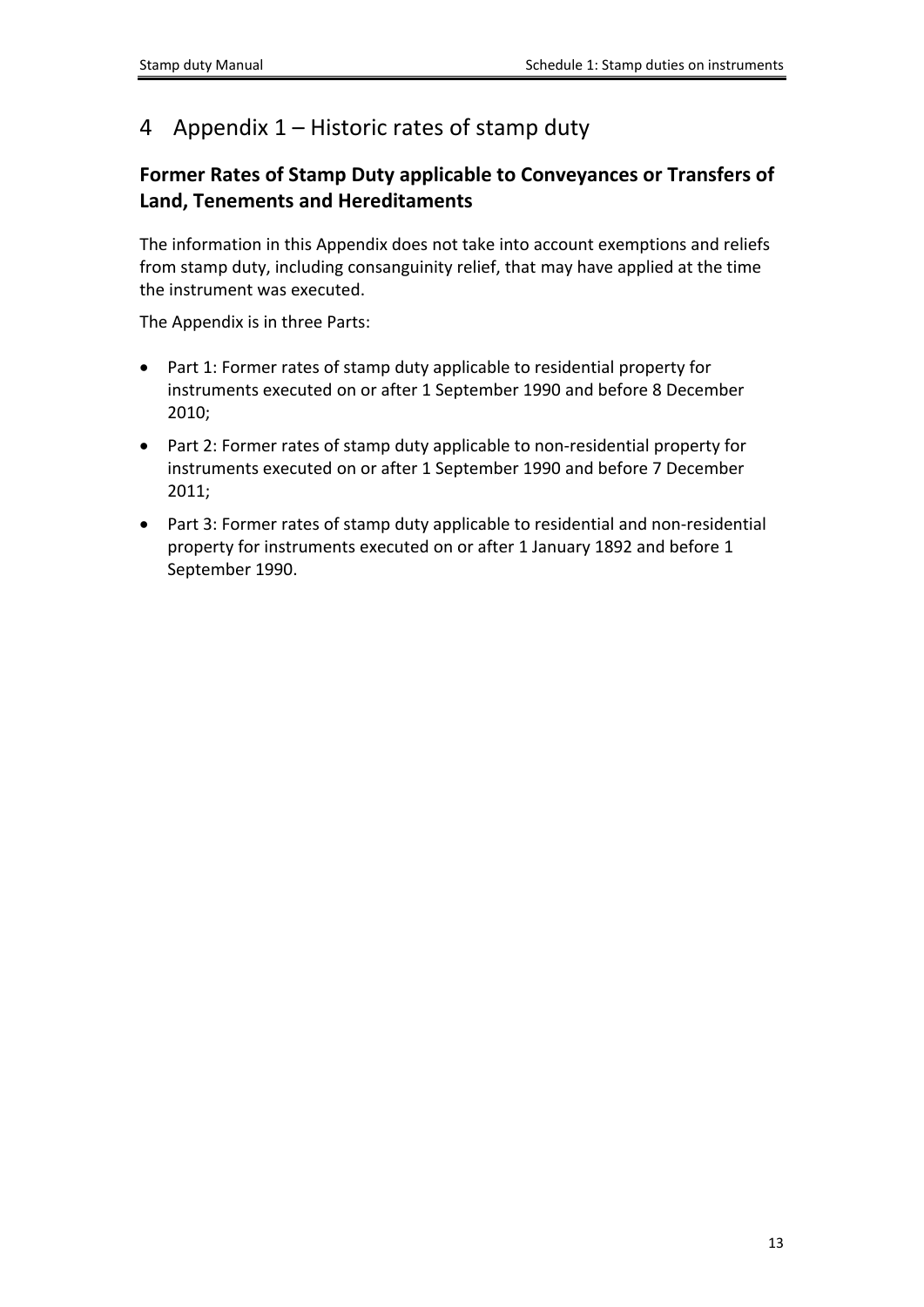# 4 Appendix 1 – Historic rates of stamp duty

## Former Rates of Stamp Duty applicable to Conveyances or Transfers of Land, Tenements and Hereditaments

The information in this Appendix does not take into account exemptions and reliefs from stamp duty, including consanguinity relief, that may have applied at the time the instrument was executed.

The Appendix is in three Parts:

- Part 1: Former rates of stamp duty applicable to residential property for instruments executed on or after 1 September 1990 and before 8 December 2010;
- Part 2: Former rates of stamp duty applicable to non-residential property for instruments executed on or after 1 September 1990 and before 7 December 2011;
- Part 3: Former rates of stamp duty applicable to residential and non-residential property for instruments executed on or after 1 January 1892 and before 1 September 1990.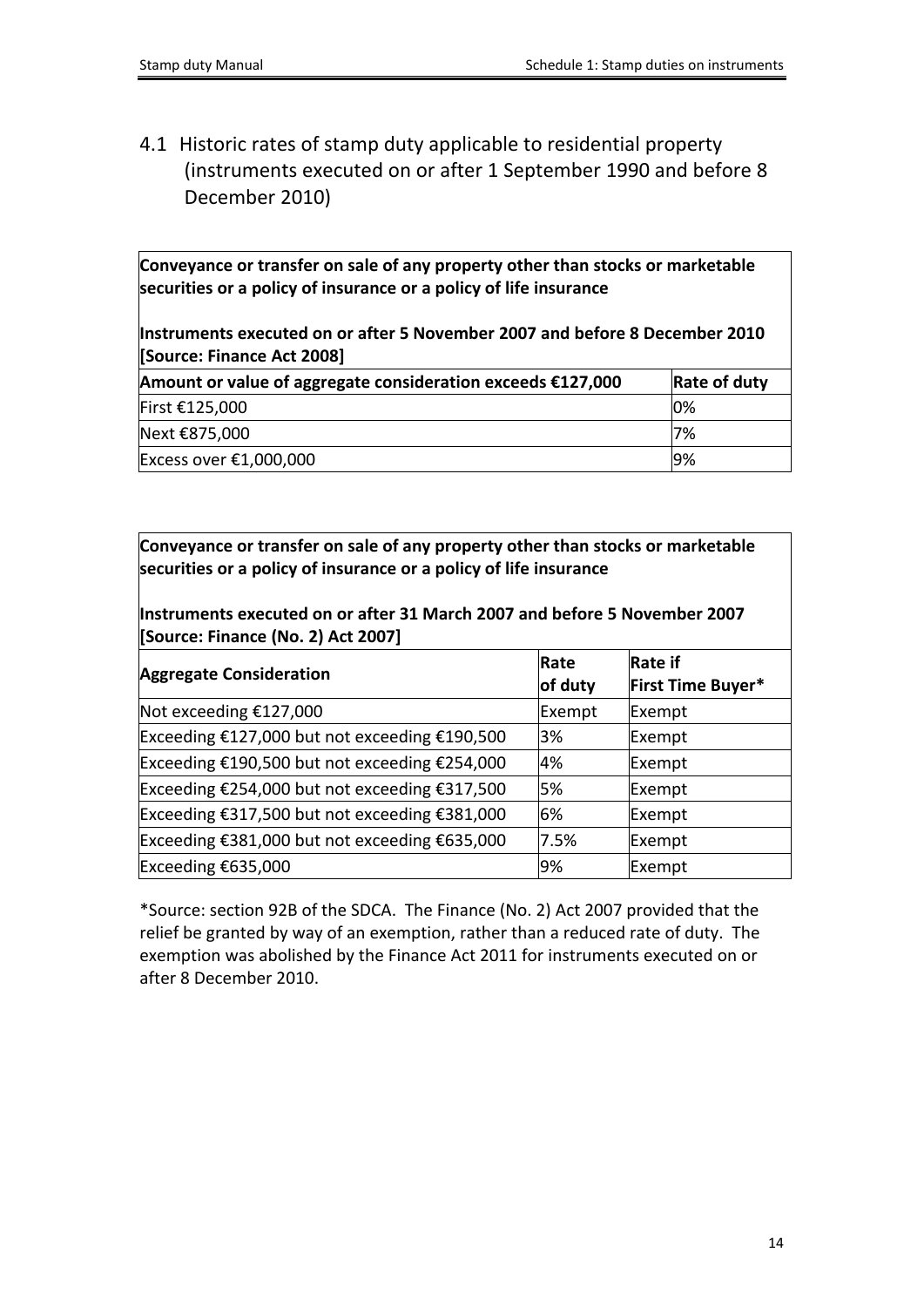## 4.1 Historic rates of stamp duty applicable to residential property (instruments executed on or after 1 September 1990 and before 8 December 2010)

**Conveyance or transfer on sale of any property other than stocks or marketable securities or a policy of insurance or a policy of life insurance**

**Instruments executed on or after 5 November 2007 and before 8 December 2010 [Source: Finance Act 2008]**

| Amount or value of aggregate consideration exceeds €127,000 | Rate of duty |
|---|---|
| First €125,000 | 0% |
| Next €875,000 | 7% |
| Excess over €1,000,000 | 9% |

**Conveyance or transfer on sale of any property other than stocks or marketable securities or a policy of insurance or a policy of life insurance**

**Instruments executed on or after 31 March 2007 and before 5 November 2007 [Source: Finance (No. 2) Act 2007]**

| Aggregate Consideration | Rate of duty | Rate if First Time Buyer* |
|---|---|---|
| Not exceeding €127,000 | Exempt | Exempt |
| Exceeding €127,000 but not exceeding €190,500 | 3% | Exempt |
| Exceeding €190,500 but not exceeding €254,000 | 4% | Exempt |
| Exceeding €254,000 but not exceeding €317,500 | 5% | Exempt |
| Exceeding €317,500 but not exceeding €381,000 | 6% | Exempt |
| Exceeding €381,000 but not exceeding €635,000 | 7.5% | Exempt |
| Exceeding €635,000 | 9% | Exempt |

*Source: section 92B of the SDCA. The Finance (No. 2) Act 2007 provided that the relief be granted by way of an exemption, rather than a reduced rate of duty. The exemption was abolished by the Finance Act 2011 for instruments executed on or after 8 December 2010.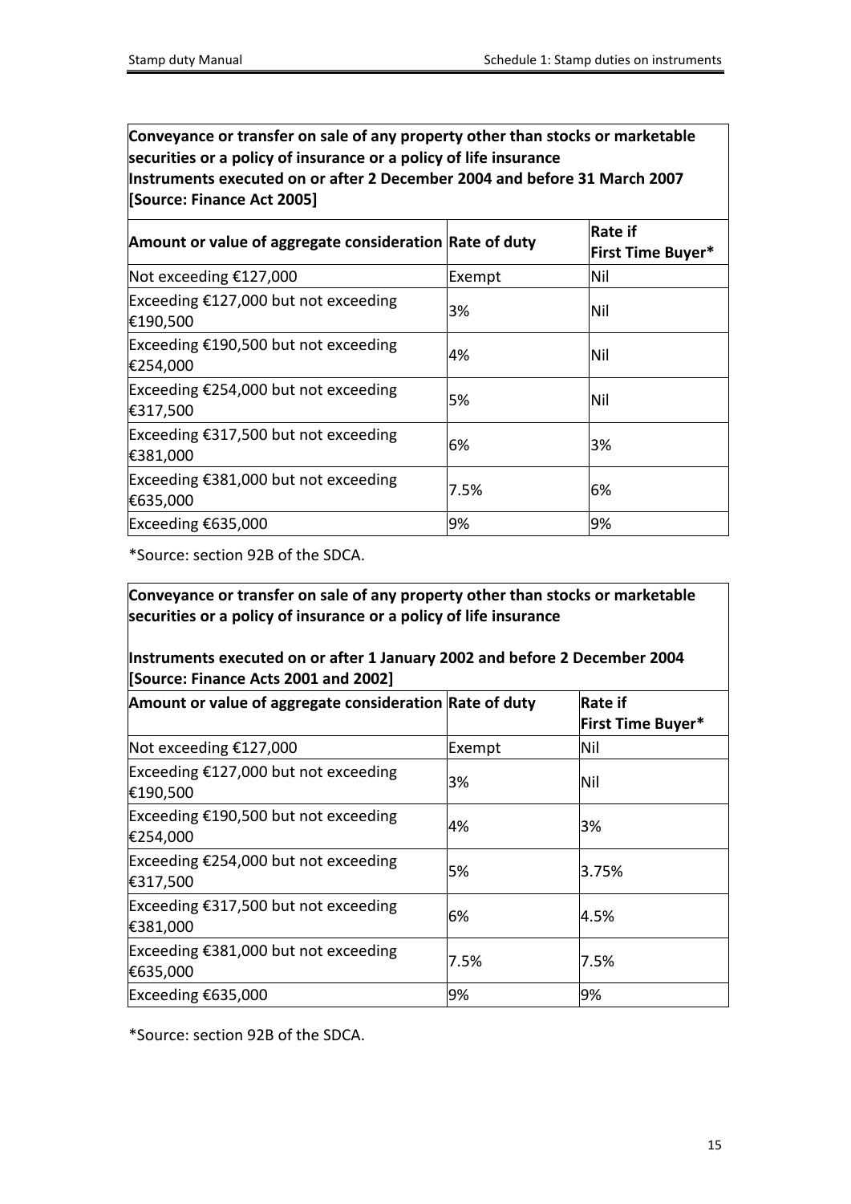**Conveyance or transfer on sale of any property other than stocks or marketable securities or a policy of insurance or a policy of life insurance**
**Instruments executed on or after 2 December 2004 and before 31 March 2007**
**[Source: Finance Act 2005]**

| Amount or value of aggregate consideration | Rate of duty | Rate if First Time Buyer* |
|---|---|---|
| Not exceeding €127,000 | Exempt | Nil |
| Exceeding €127,000 but not exceeding €190,500 | 3% | Nil |
| Exceeding €190,500 but not exceeding €254,000 | 4% | Nil |
| Exceeding €254,000 but not exceeding €317,500 | 5% | Nil |
| Exceeding €317,500 but not exceeding €381,000 | 6% | 3% |
| Exceeding €381,000 but not exceeding €635,000 | 7.5% | 6% |
| Exceeding €635,000 | 9% | 9% |

*Source: section 92B of the SDCA.

**Conveyance or transfer on sale of any property other than stocks or marketable securities or a policy of insurance or a policy of life insurance**

**Instruments executed on or after 1 January 2002 and before 2 December 2004**
**[Source: Finance Acts 2001 and 2002]**

| Amount or value of aggregate consideration | Rate of duty | Rate if First Time Buyer* |
|---|---|---|
| Not exceeding €127,000 | Exempt | Nil |
| Exceeding €127,000 but not exceeding €190,500 | 3% | Nil |
| Exceeding €190,500 but not exceeding €254,000 | 4% | 3% |
| Exceeding €254,000 but not exceeding €317,500 | 5% | 3.75% |
| Exceeding €317,500 but not exceeding €381,000 | 6% | 4.5% |
| Exceeding €381,000 but not exceeding €635,000 | 7.5% | 7.5% |
| Exceeding €635,000 | 9% | 9% |

*Source: section 92B of the SDCA.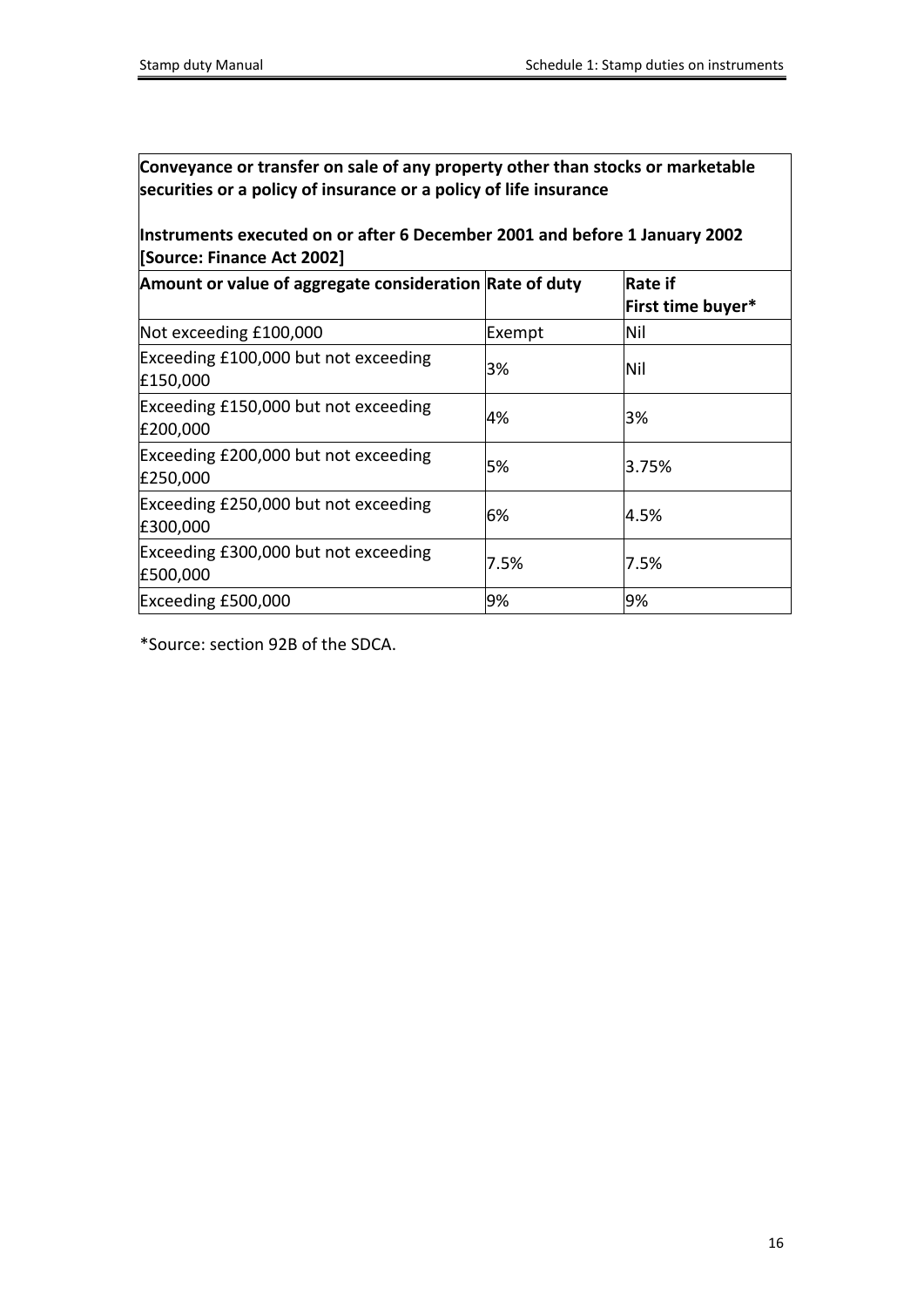**Conveyance or transfer on sale of any property other than stocks or marketable securities or a policy of insurance or a policy of life insurance**

**Instruments executed on or after 6 December 2001 and before 1 January 2002 [Source: Finance Act 2002]**

| Amount or value of aggregate consideration | Rate of duty | Rate if First time buyer* |
|---|---|---|
| Not exceeding £100,000 | Exempt | Nil |
| Exceeding £100,000 but not exceeding £150,000 | 3% | Nil |
| Exceeding £150,000 but not exceeding £200,000 | 4% | 3% |
| Exceeding £200,000 but not exceeding £250,000 | 5% | 3.75% |
| Exceeding £250,000 but not exceeding £300,000 | 6% | 4.5% |
| Exceeding £300,000 but not exceeding £500,000 | 7.5% | 7.5% |
| Exceeding £500,000 | 9% | 9% |

*Source: section 92B of the SDCA.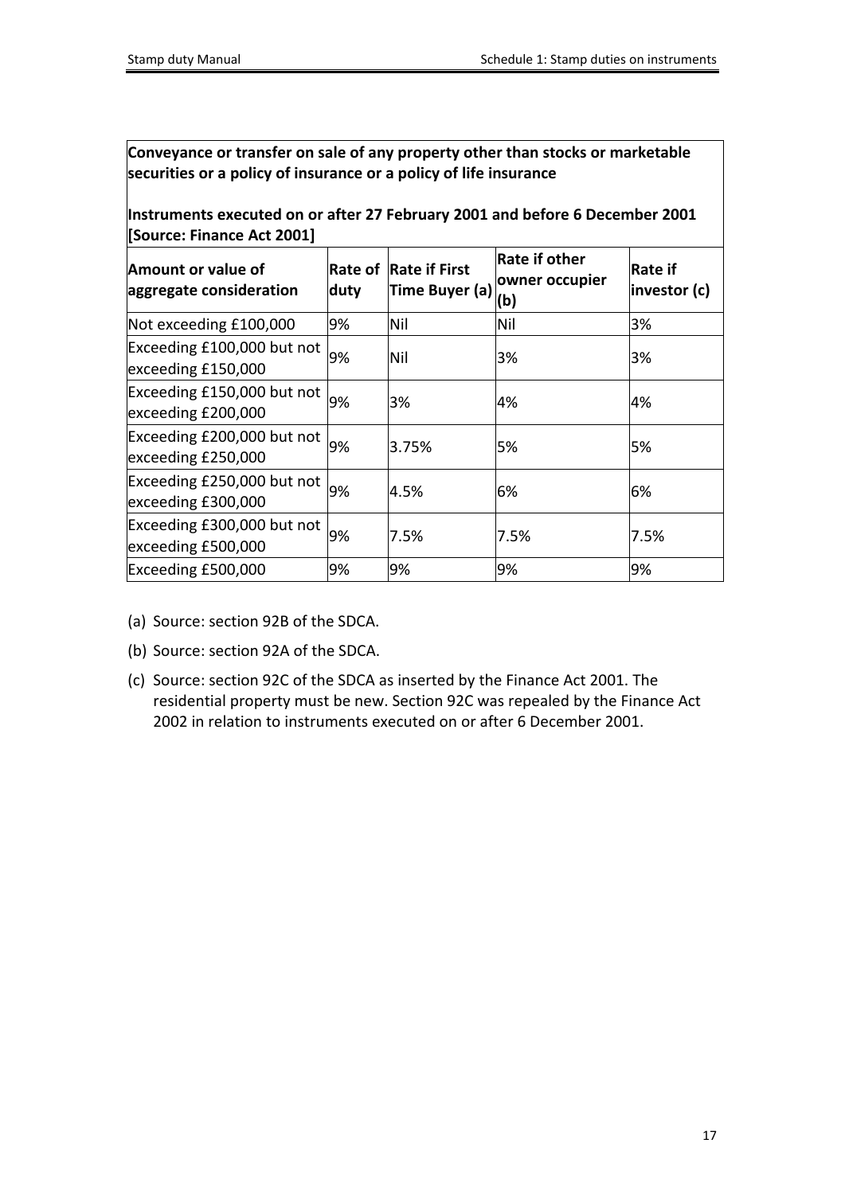**Conveyance or transfer on sale of any property other than stocks or marketable securities or a policy of insurance or a policy of life insurance**

**Instruments executed on or after 27 February 2001 and before 6 December 2001 [Source: Finance Act 2001]**

| Amount or value of aggregate consideration | Rate of duty | Rate if First Time Buyer (a) | Rate if other owner occupier (b) | Rate if investor (c) |
|---|---|---|---|---|
| Not exceeding £100,000 | 9% | Nil | Nil | 3% |
| Exceeding £100,000 but not exceeding £150,000 | 9% | Nil | 3% | 3% |
| Exceeding £150,000 but not exceeding £200,000 | 9% | 3% | 4% | 4% |
| Exceeding £200,000 but not exceeding £250,000 | 9% | 3.75% | 5% | 5% |
| Exceeding £250,000 but not exceeding £300,000 | 9% | 4.5% | 6% | 6% |
| Exceeding £300,000 but not exceeding £500,000 | 9% | 7.5% | 7.5% | 7.5% |
| Exceeding £500,000 | 9% | 9% | 9% | 9% |

(a) Source: section 92B of the SDCA.

(b) Source: section 92A of the SDCA.

(c) Source: section 92C of the SDCA as inserted by the Finance Act 2001. The residential property must be new. Section 92C was repealed by the Finance Act 2002 in relation to instruments executed on or after 6 December 2001.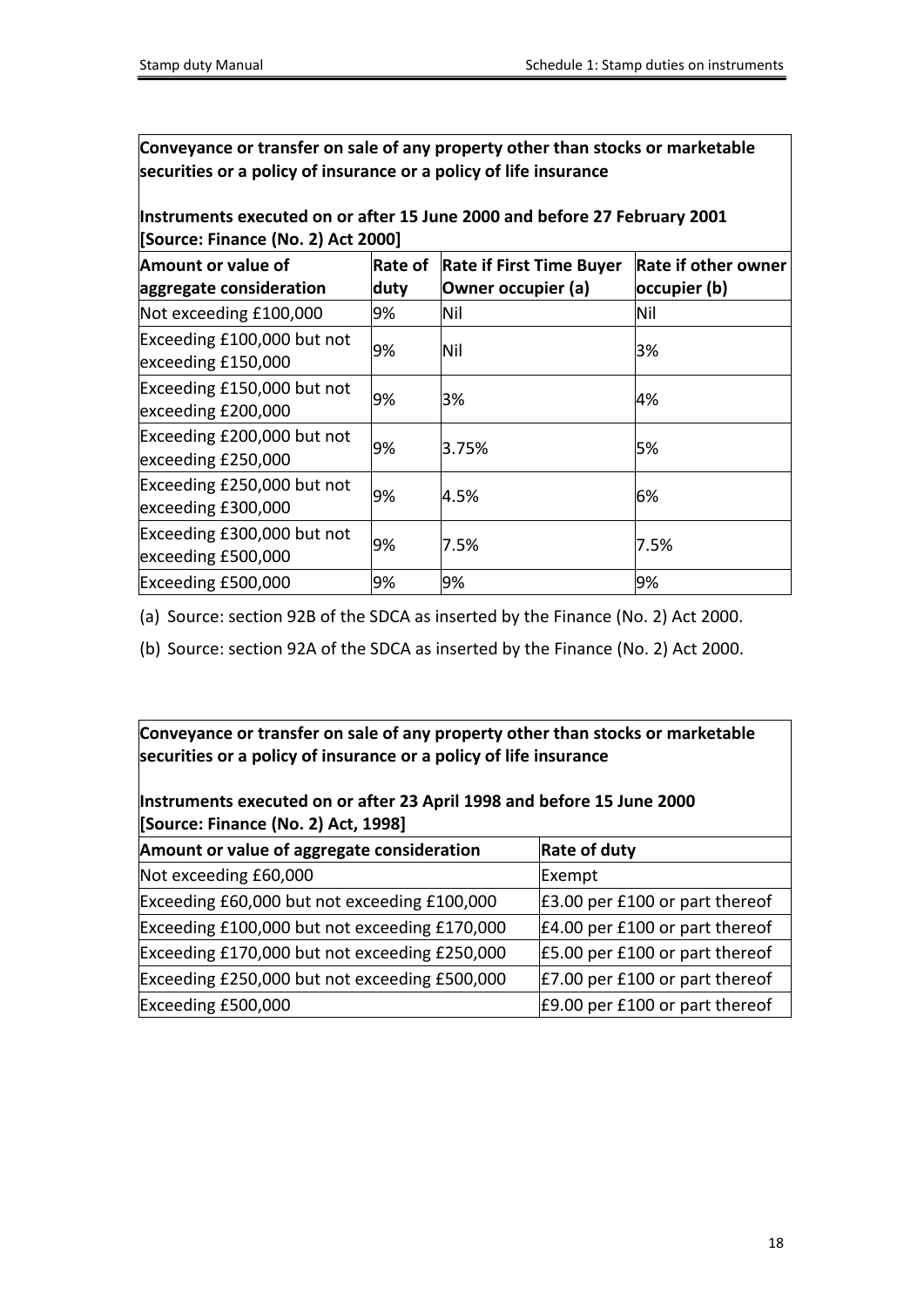**Conveyance or transfer on sale of any property other than stocks or marketable securities or a policy of insurance or a policy of life insurance**

**Instruments executed on or after 15 June 2000 and before 27 February 2001 [Source: Finance (No. 2) Act 2000]**

| Amount or value of aggregate consideration | Rate of duty | Rate if First Time Buyer Owner occupier (a) | Rate if other owner occupier (b) |
|---|---|---|---|
| Not exceeding £100,000 | 9% | Nil | Nil |
| Exceeding £100,000 but not exceeding £150,000 | 9% | Nil | 3% |
| Exceeding £150,000 but not exceeding £200,000 | 9% | 3% | 4% |
| Exceeding £200,000 but not exceeding £250,000 | 9% | 3.75% | 5% |
| Exceeding £250,000 but not exceeding £300,000 | 9% | 4.5% | 6% |
| Exceeding £300,000 but not exceeding £500,000 | 9% | 7.5% | 7.5% |
| Exceeding £500,000 | 9% | 9% | 9% |

(a) Source: section 92B of the SDCA as inserted by the Finance (No. 2) Act 2000.

(b) Source: section 92A of the SDCA as inserted by the Finance (No. 2) Act 2000.

**Conveyance or transfer on sale of any property other than stocks or marketable securities or a policy of insurance or a policy of life insurance**

**Instruments executed on or after 23 April 1998 and before 15 June 2000 [Source: Finance (No. 2) Act, 1998]**

| Amount or value of aggregate consideration | Rate of duty |
|---|---|
| Not exceeding £60,000 | Exempt |
| Exceeding £60,000 but not exceeding £100,000 | £3.00 per £100 or part thereof |
| Exceeding £100,000 but not exceeding £170,000 | £4.00 per £100 or part thereof |
| Exceeding £170,000 but not exceeding £250,000 | £5.00 per £100 or part thereof |
| Exceeding £250,000 but not exceeding £500,000 | £7.00 per £100 or part thereof |
| Exceeding £500,000 | £9.00 per £100 or part thereof |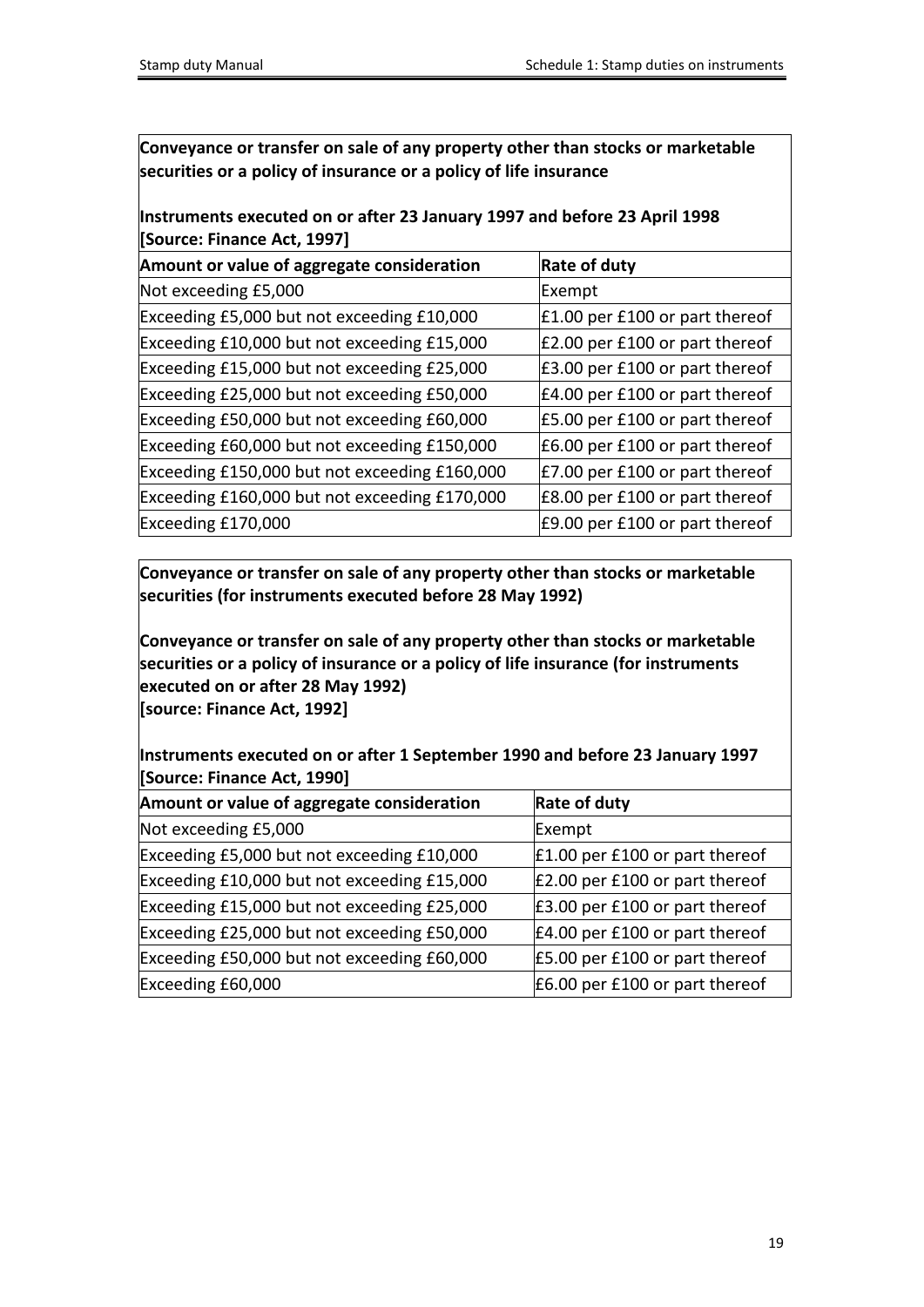**Conveyance or transfer on sale of any property other than stocks or marketable securities or a policy of insurance or a policy of life insurance**

**Instruments executed on or after 23 January 1997 and before 23 April 1998 [Source: Finance Act, 1997]**

| Amount or value of aggregate consideration | Rate of duty |
|---|---|
| Not exceeding £5,000 | Exempt |
| Exceeding £5,000 but not exceeding £10,000 | £1.00 per £100 or part thereof |
| Exceeding £10,000 but not exceeding £15,000 | £2.00 per £100 or part thereof |
| Exceeding £15,000 but not exceeding £25,000 | £3.00 per £100 or part thereof |
| Exceeding £25,000 but not exceeding £50,000 | £4.00 per £100 or part thereof |
| Exceeding £50,000 but not exceeding £60,000 | £5.00 per £100 or part thereof |
| Exceeding £60,000 but not exceeding £150,000 | £6.00 per £100 or part thereof |
| Exceeding £150,000 but not exceeding £160,000 | £7.00 per £100 or part thereof |
| Exceeding £160,000 but not exceeding £170,000 | £8.00 per £100 or part thereof |
| Exceeding £170,000 | £9.00 per £100 or part thereof |

**Conveyance or transfer on sale of any property other than stocks or marketable securities (for instruments executed before 28 May 1992)**

**Conveyance or transfer on sale of any property other than stocks or marketable securities or a policy of insurance or a policy of life insurance (for instruments executed on or after 28 May 1992)**
**[source: Finance Act, 1992]**

**Instruments executed on or after 1 September 1990 and before 23 January 1997 [Source: Finance Act, 1990]**

| Amount or value of aggregate consideration | Rate of duty |
|---|---|
| Not exceeding £5,000 | Exempt |
| Exceeding £5,000 but not exceeding £10,000 | £1.00 per £100 or part thereof |
| Exceeding £10,000 but not exceeding £15,000 | £2.00 per £100 or part thereof |
| Exceeding £15,000 but not exceeding £25,000 | £3.00 per £100 or part thereof |
| Exceeding £25,000 but not exceeding £50,000 | £4.00 per £100 or part thereof |
| Exceeding £50,000 but not exceeding £60,000 | £5.00 per £100 or part thereof |
| Exceeding £60,000 | £6.00 per £100 or part thereof |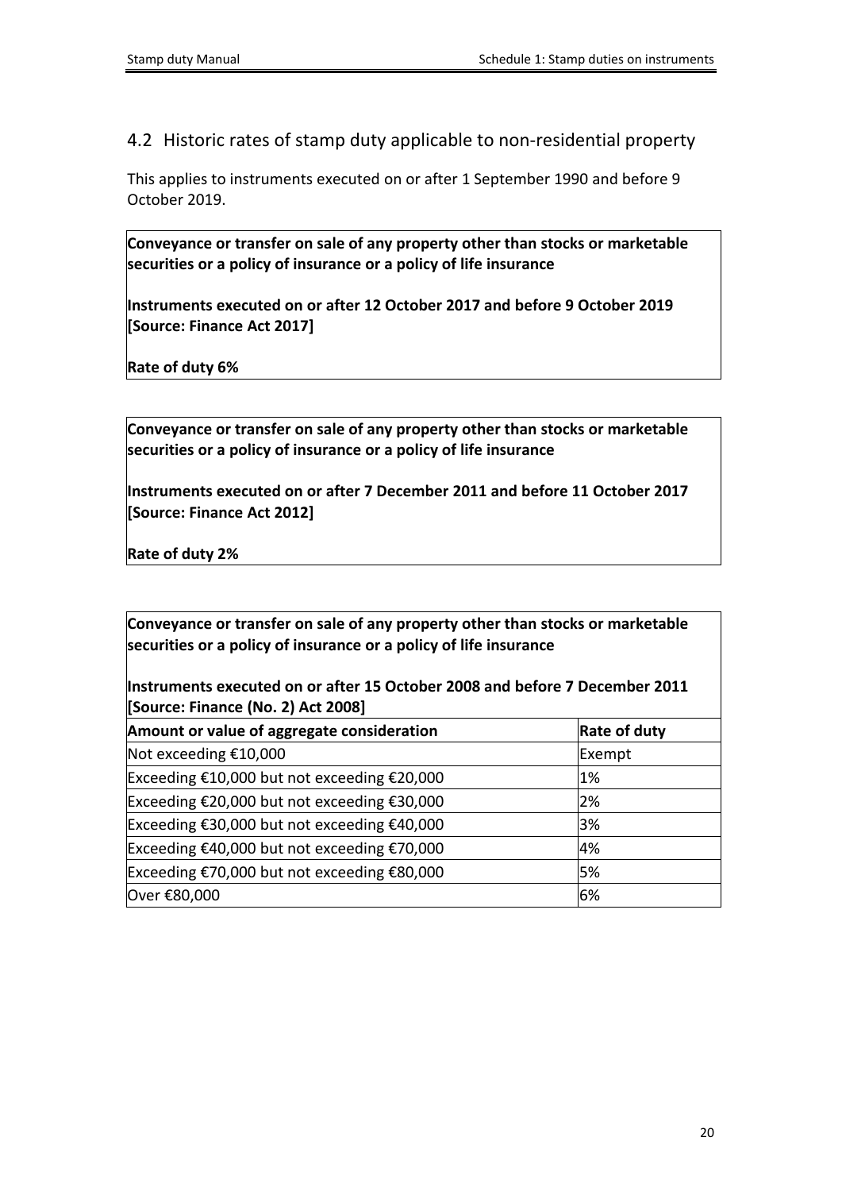## 4.2 Historic rates of stamp duty applicable to non-residential property

This applies to instruments executed on or after 1 September 1990 and before 9 October 2019.

**Conveyance or transfer on sale of any property other than stocks or marketable securities or a policy of insurance or a policy of life insurance**

**Instruments executed on or after 12 October 2017 and before 9 October 2019 [Source: Finance Act 2017]**

**Rate of duty 6%**

**Conveyance or transfer on sale of any property other than stocks or marketable securities or a policy of insurance or a policy of life insurance**

**Instruments executed on or after 7 December 2011 and before 11 October 2017 [Source: Finance Act 2012]**

**Rate of duty 2%**

**Conveyance or transfer on sale of any property other than stocks or marketable securities or a policy of insurance or a policy of life insurance**

**Instruments executed on or after 15 October 2008 and before 7 December 2011 [Source: Finance (No. 2) Act 2008]**

| **Amount or value of aggregate consideration** | **Rate of duty** |
|---|---|
| Not exceeding €10,000 | Exempt |
| Exceeding €10,000 but not exceeding €20,000 | 1% |
| Exceeding €20,000 but not exceeding €30,000 | 2% |
| Exceeding €30,000 but not exceeding €40,000 | 3% |
| Exceeding €40,000 but not exceeding €70,000 | 4% |
| Exceeding €70,000 but not exceeding €80,000 | 5% |
| Over €80,000 | 6% |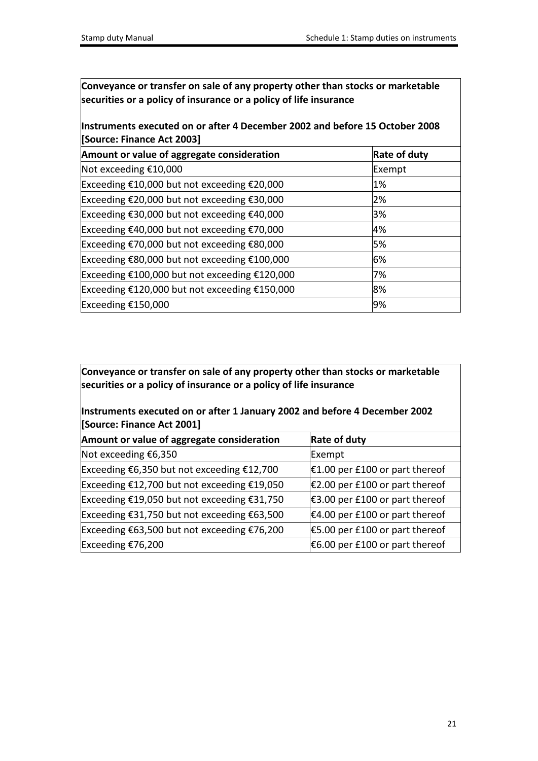**Conveyance or transfer on sale of any property other than stocks or marketable securities or a policy of insurance or a policy of life insurance**

**Instruments executed on or after 4 December 2002 and before 15 October 2008 [Source: Finance Act 2003]**

| Amount or value of aggregate consideration | Rate of duty |
|---|---|
| Not exceeding €10,000 | Exempt |
| Exceeding €10,000 but not exceeding €20,000 | 1% |
| Exceeding €20,000 but not exceeding €30,000 | 2% |
| Exceeding €30,000 but not exceeding €40,000 | 3% |
| Exceeding €40,000 but not exceeding €70,000 | 4% |
| Exceeding €70,000 but not exceeding €80,000 | 5% |
| Exceeding €80,000 but not exceeding €100,000 | 6% |
| Exceeding €100,000 but not exceeding €120,000 | 7% |
| Exceeding €120,000 but not exceeding €150,000 | 8% |
| Exceeding €150,000 | 9% |

**Conveyance or transfer on sale of any property other than stocks or marketable securities or a policy of insurance or a policy of life insurance**

**Instruments executed on or after 1 January 2002 and before 4 December 2002 [Source: Finance Act 2001]**

| Amount or value of aggregate consideration | Rate of duty |
|---|---|
| Not exceeding €6,350 | Exempt |
| Exceeding €6,350 but not exceeding €12,700 | €1.00 per £100 or part thereof |
| Exceeding €12,700 but not exceeding €19,050 | €2.00 per £100 or part thereof |
| Exceeding €19,050 but not exceeding €31,750 | €3.00 per £100 or part thereof |
| Exceeding €31,750 but not exceeding €63,500 | €4.00 per £100 or part thereof |
| Exceeding €63,500 but not exceeding €76,200 | €5.00 per £100 or part thereof |
| Exceeding €76,200 | €6.00 per £100 or part thereof |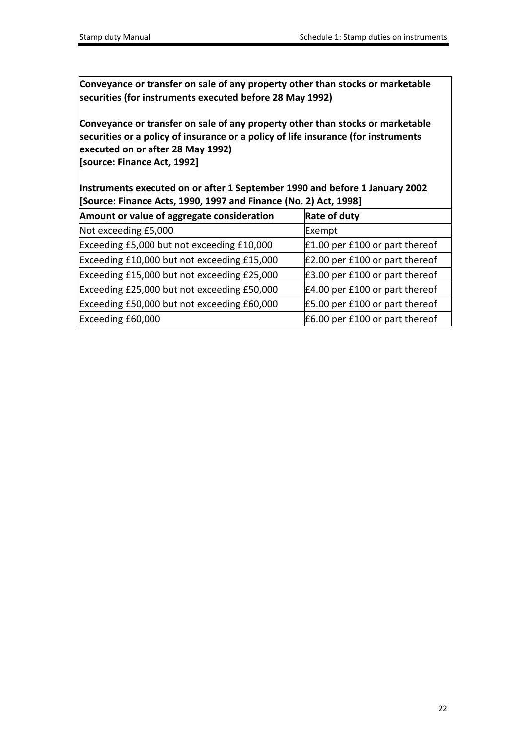**Conveyance or transfer on sale of any property other than stocks or marketable securities (for instruments executed before 28 May 1992)**

**Conveyance or transfer on sale of any property other than stocks or marketable securities or a policy of insurance or a policy of life insurance (for instruments executed on or after 28 May 1992)**
**[source: Finance Act, 1992]**

**Instruments executed on or after 1 September 1990 and before 1 January 2002**
**[Source: Finance Acts, 1990, 1997 and Finance (No. 2) Act, 1998]**

| Amount or value of aggregate consideration | Rate of duty |
|---|---|
| Not exceeding £5,000 | Exempt |
| Exceeding £5,000 but not exceeding £10,000 | £1.00 per £100 or part thereof |
| Exceeding £10,000 but not exceeding £15,000 | £2.00 per £100 or part thereof |
| Exceeding £15,000 but not exceeding £25,000 | £3.00 per £100 or part thereof |
| Exceeding £25,000 but not exceeding £50,000 | £4.00 per £100 or part thereof |
| Exceeding £50,000 but not exceeding £60,000 | £5.00 per £100 or part thereof |
| Exceeding £60,000 | £6.00 per £100 or part thereof |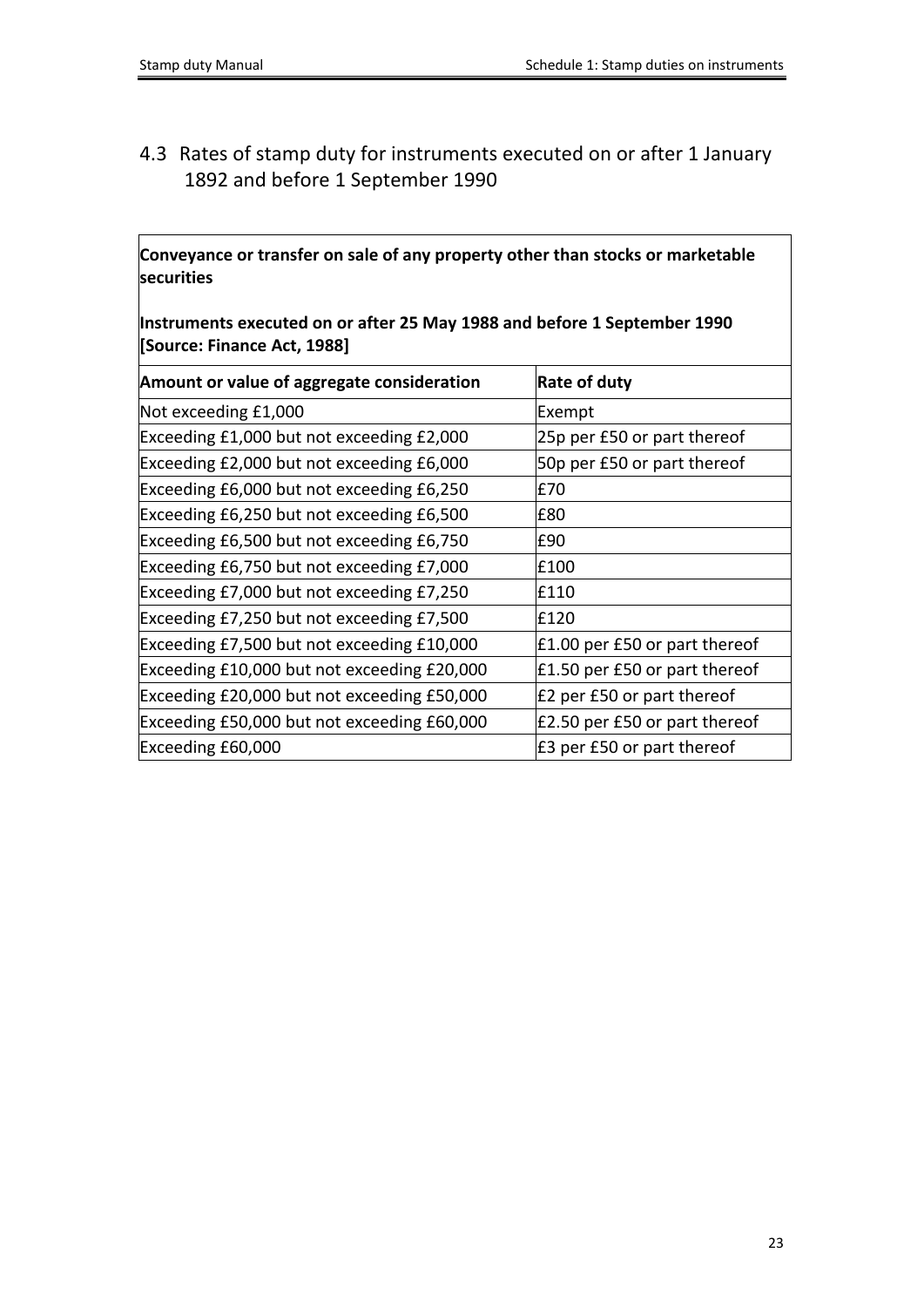## 4.3 Rates of stamp duty for instruments executed on or after 1 January 1892 and before 1 September 1990

**Conveyance or transfer on sale of any property other than stocks or marketable securities**

**Instruments executed on or after 25 May 1988 and before 1 September 1990 [Source: Finance Act, 1988]**

| Amount or value of aggregate consideration | Rate of duty |
|---|---|
| Not exceeding £1,000 | Exempt |
| Exceeding £1,000 but not exceeding £2,000 | 25p per £50 or part thereof |
| Exceeding £2,000 but not exceeding £6,000 | 50p per £50 or part thereof |
| Exceeding £6,000 but not exceeding £6,250 | £70 |
| Exceeding £6,250 but not exceeding £6,500 | £80 |
| Exceeding £6,500 but not exceeding £6,750 | £90 |
| Exceeding £6,750 but not exceeding £7,000 | £100 |
| Exceeding £7,000 but not exceeding £7,250 | £110 |
| Exceeding £7,250 but not exceeding £7,500 | £120 |
| Exceeding £7,500 but not exceeding £10,000 | £1.00 per £50 or part thereof |
| Exceeding £10,000 but not exceeding £20,000 | £1.50 per £50 or part thereof |
| Exceeding £20,000 but not exceeding £50,000 | £2 per £50 or part thereof |
| Exceeding £50,000 but not exceeding £60,000 | £2.50 per £50 or part thereof |
| Exceeding £60,000 | £3 per £50 or part thereof |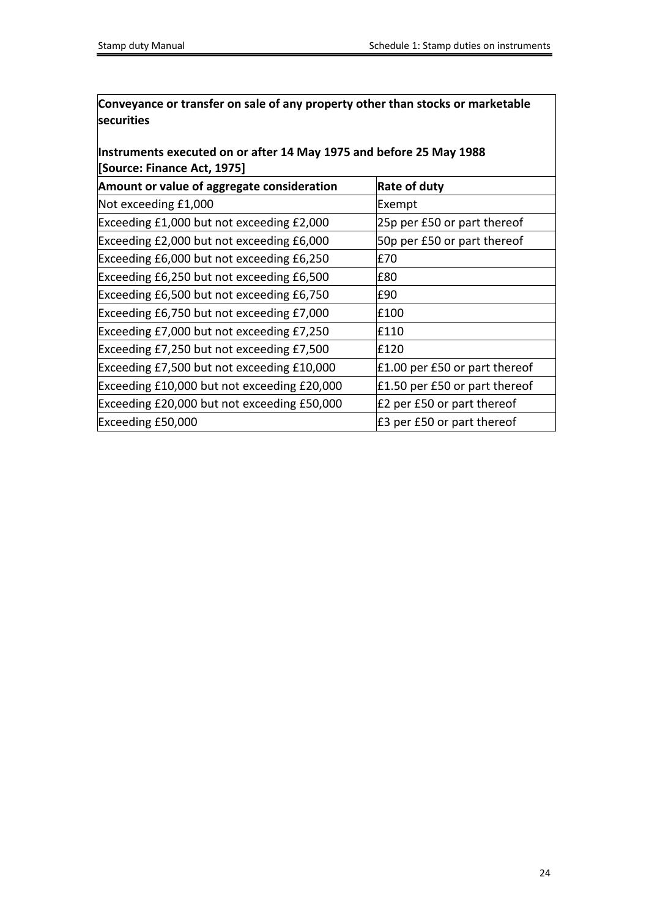**Conveyance or transfer on sale of any property other than stocks or marketable securities**

**Instruments executed on or after 14 May 1975 and before 25 May 1988 [Source: Finance Act, 1975]**

| Amount or value of aggregate consideration | Rate of duty |
|---|---|
| Not exceeding £1,000 | Exempt |
| Exceeding £1,000 but not exceeding £2,000 | 25p per £50 or part thereof |
| Exceeding £2,000 but not exceeding £6,000 | 50p per £50 or part thereof |
| Exceeding £6,000 but not exceeding £6,250 | £70 |
| Exceeding £6,250 but not exceeding £6,500 | £80 |
| Exceeding £6,500 but not exceeding £6,750 | £90 |
| Exceeding £6,750 but not exceeding £7,000 | £100 |
| Exceeding £7,000 but not exceeding £7,250 | £110 |
| Exceeding £7,250 but not exceeding £7,500 | £120 |
| Exceeding £7,500 but not exceeding £10,000 | £1.00 per £50 or part thereof |
| Exceeding £10,000 but not exceeding £20,000 | £1.50 per £50 or part thereof |
| Exceeding £20,000 but not exceeding £50,000 | £2 per £50 or part thereof |
| Exceeding £50,000 | £3 per £50 or part thereof |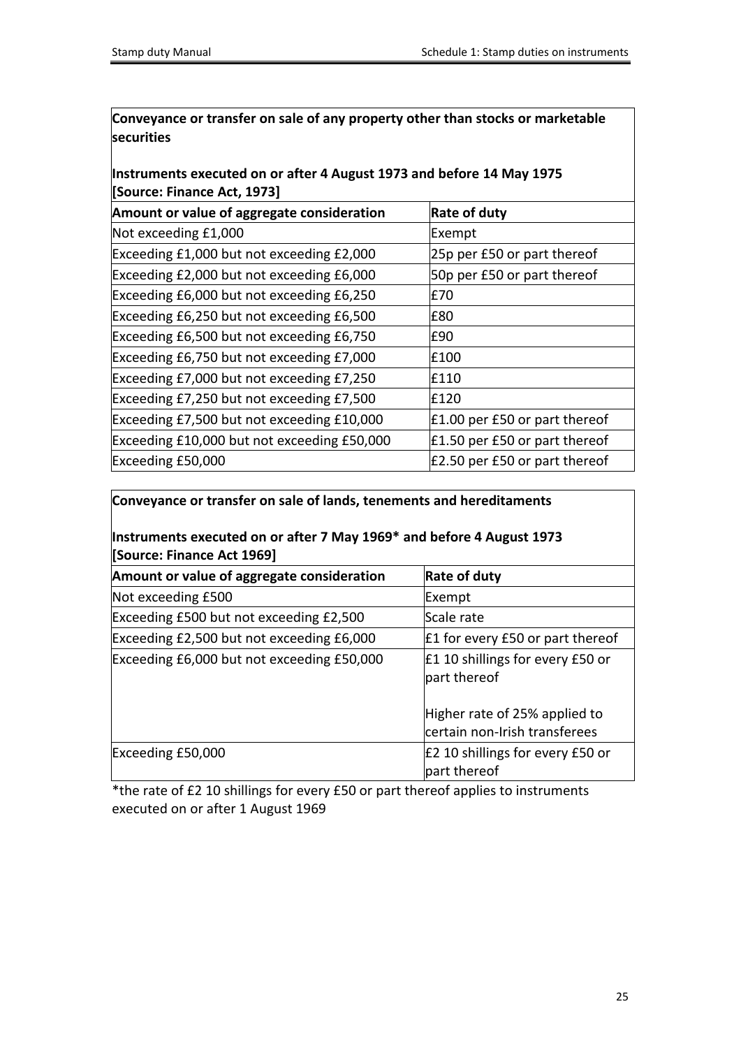**Conveyance or transfer on sale of any property other than stocks or marketable securities**

**Instruments executed on or after 4 August 1973 and before 14 May 1975 [Source: Finance Act, 1973]**

| Amount or value of aggregate consideration | Rate of duty |
|---|---|
| Not exceeding £1,000 | Exempt |
| Exceeding £1,000 but not exceeding £2,000 | 25p per £50 or part thereof |
| Exceeding £2,000 but not exceeding £6,000 | 50p per £50 or part thereof |
| Exceeding £6,000 but not exceeding £6,250 | £70 |
| Exceeding £6,250 but not exceeding £6,500 | £80 |
| Exceeding £6,500 but not exceeding £6,750 | £90 |
| Exceeding £6,750 but not exceeding £7,000 | £100 |
| Exceeding £7,000 but not exceeding £7,250 | £110 |
| Exceeding £7,250 but not exceeding £7,500 | £120 |
| Exceeding £7,500 but not exceeding £10,000 | £1.00 per £50 or part thereof |
| Exceeding £10,000 but not exceeding £50,000 | £1.50 per £50 or part thereof |
| Exceeding £50,000 | £2.50 per £50 or part thereof |

**Conveyance or transfer on sale of lands, tenements and hereditaments**

**Instruments executed on or after 7 May 1969* and before 4 August 1973 [Source: Finance Act 1969]**

| Amount or value of aggregate consideration | Rate of duty |
|---|---|
| Not exceeding £500 | Exempt |
| Exceeding £500 but not exceeding £2,500 | Scale rate |
| Exceeding £2,500 but not exceeding £6,000 | £1 for every £50 or part thereof |
| Exceeding £6,000 but not exceeding £50,000 | £1 10 shillings for every £50 or part thereof<br><br>Higher rate of 25% applied to certain non-Irish transferees |
| Exceeding £50,000 | £2 10 shillings for every £50 or part thereof |

*the rate of £2 10 shillings for every £50 or part thereof applies to instruments executed on or after 1 August 1969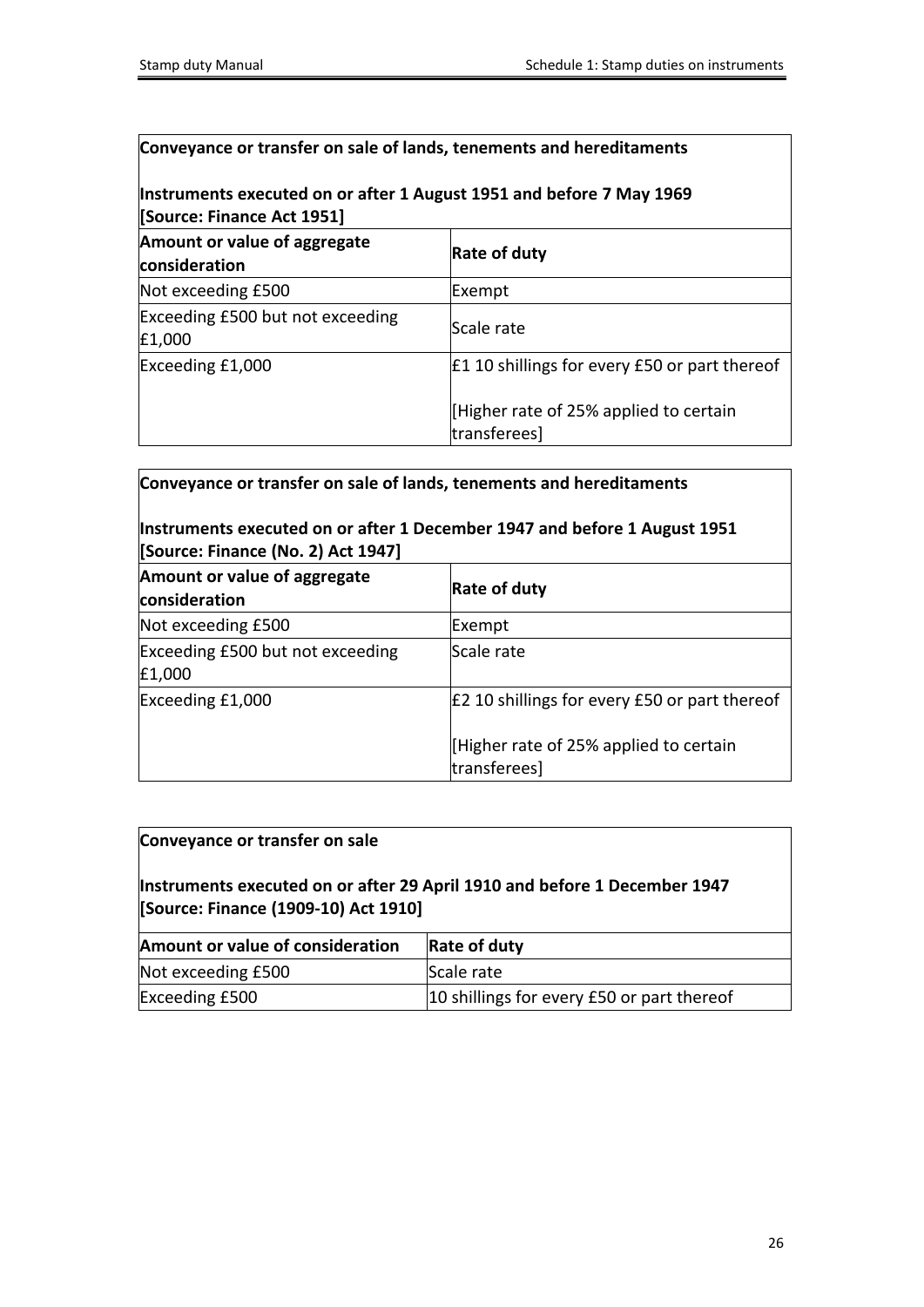**Conveyance or transfer on sale of lands, tenements and hereditaments**

**Instruments executed on or after 1 August 1951 and before 7 May 1969**
**[Source: Finance Act 1951]**

| Amount or value of aggregate consideration | Rate of duty |
|---|---|
| Not exceeding £500 | Exempt |
| Exceeding £500 but not exceeding £1,000 | Scale rate |
| Exceeding £1,000 | £1 10 shillings for every £50 or part thereof<br><br>[Higher rate of 25% applied to certain transferees] |

**Conveyance or transfer on sale of lands, tenements and hereditaments**

**Instruments executed on or after 1 December 1947 and before 1 August 1951**
**[Source: Finance (No. 2) Act 1947]**

| Amount or value of aggregate consideration | Rate of duty |
|---|---|
| Not exceeding £500 | Exempt |
| Exceeding £500 but not exceeding £1,000 | Scale rate |
| Exceeding £1,000 | £2 10 shillings for every £50 or part thereof<br><br>[Higher rate of 25% applied to certain transferees] |

**Conveyance or transfer on sale**

**Instruments executed on or after 29 April 1910 and before 1 December 1947**
**[Source: Finance (1909-10) Act 1910]**

| Amount or value of consideration | Rate of duty |
|---|---|
| Not exceeding £500 | Scale rate |
| Exceeding £500 | 10 shillings for every £50 or part thereof |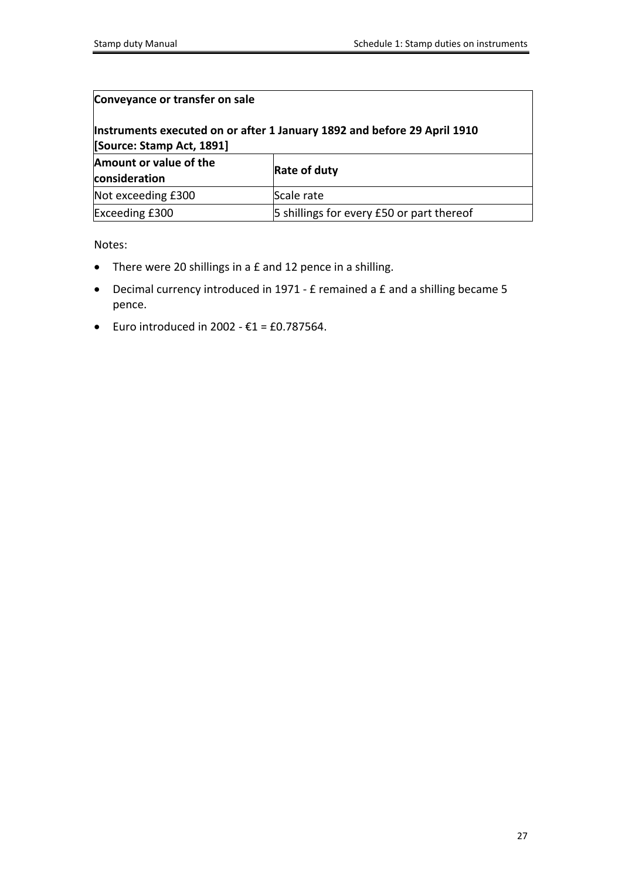| Conveyance or transfer on sale<br><br>Instruments executed on or after 1 January 1892 and before 29 April 1910<br>[Source: Stamp Act, 1891] | |
|---|---|
| **Amount or value of the consideration** | **Rate of duty** |
| Not exceeding £300 | Scale rate |
| Exceeding £300 | 5 shillings for every £50 or part thereof |

Notes:

- There were 20 shillings in a £ and 12 pence in a shilling.
- Decimal currency introduced in 1971 - £ remained a £ and a shilling became 5 pence.
- Euro introduced in 2002 - €1 = £0.787564.